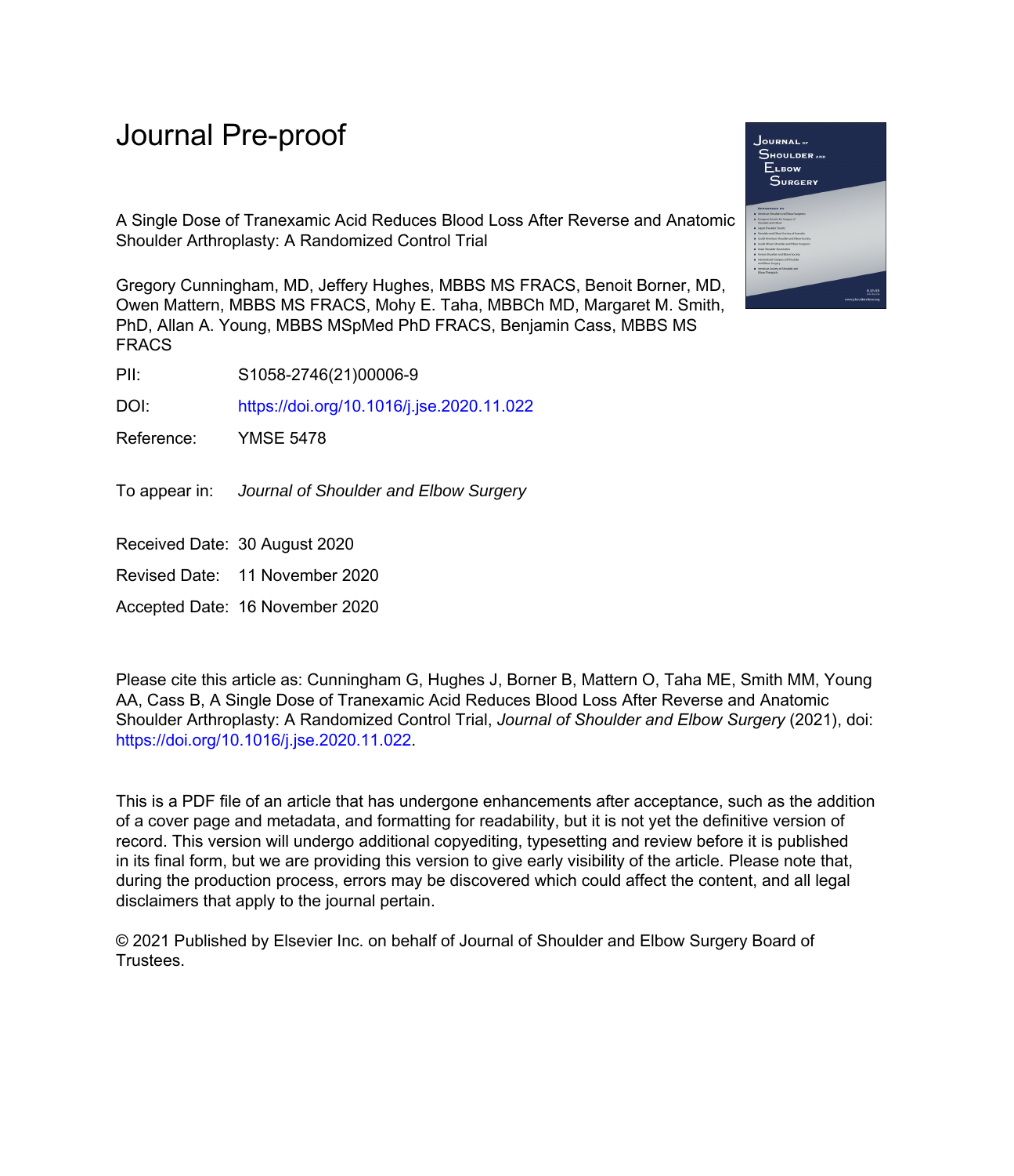# Journal Pre-proof

A Single Dose of Tranexamic Acid Reduces Blood Loss After Reverse and Anatomic Shoulder Arthroplasty: A Randomized Control Trial

Gregory Cunningham, MD, Jeffery Hughes, MBBS MS FRACS, Benoit Borner, MD, Owen Mattern, MBBS MS FRACS, Mohy E. Taha, MBBCh MD, Margaret M. Smith, PhD, Allan A. Young, MBBS MSpMed PhD FRACS, Benjamin Cass, MBBS MS FRACS

PII: S1058-2746(21)00006-9

DOI: https://doi.org/10.1016/j.jse.2020.11.022

Reference: YMSE 5478

To appear in: *Journal of Shoulder and Elbow Surgery*

Received Date: 30 August 2020

Revised Date: 11 November 2020

Accepted Date: 16 November 2020

Please cite this article as: Cunningham G, Hughes J, Borner B, Mattern O, Taha ME, Smith MM, Young AA, Cass B, A Single Dose of Tranexamic Acid Reduces Blood Loss After Reverse and Anatomic Shoulder Arthroplasty: A Randomized Control Trial, *Journal of Shoulder and Elbow Surgery* (2021), doi: https://doi.org/10.1016/j.jse.2020.11.022.

This is a PDF file of an article that has undergone enhancements after acceptance, such as the addition of a cover page and metadata, and formatting for readability, but it is not yet the definitive version of record. This version will undergo additional copyediting, typesetting and review before it is published in its final form, but we are providing this version to give early visibility of the article. Please note that, during the production process, errors may be discovered which could affect the content, and all legal disclaimers that apply to the journal pertain.

© 2021 Published by Elsevier Inc. on behalf of Journal of Shoulder and Elbow Surgery Board of Trustees.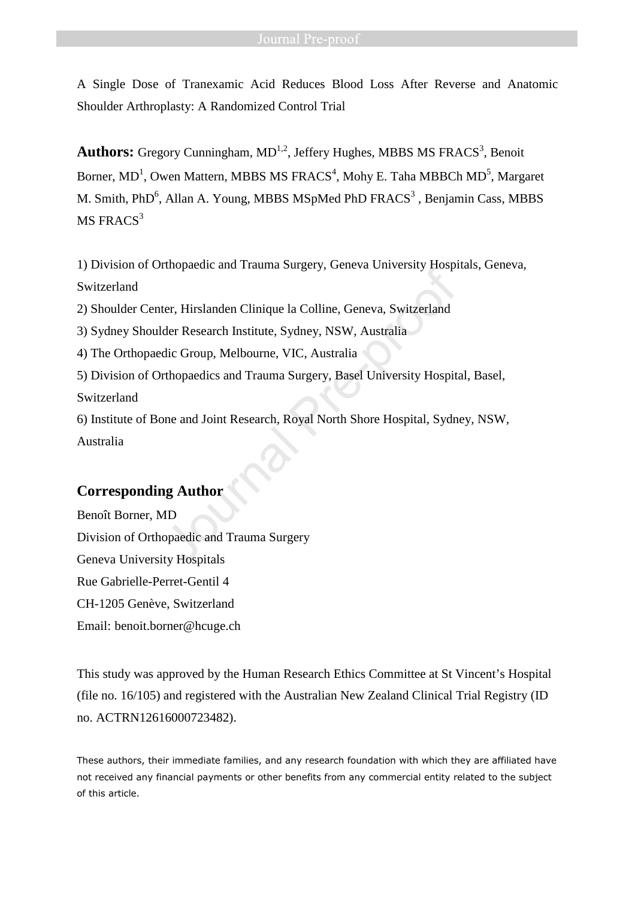A Single Dose of Tranexamic Acid Reduces Blood Loss After Reverse and Anatomic Shoulder Arthroplasty: A Randomized Control Trial

**Authors:** Gregory Cunningham, MD[1,2], Jeffery Hughes, MBBS MS FRACS[3], Benoit Borner, MD[1], Owen Mattern, MBBS MS FRACS[4], Mohy E. Taha MBBCh MD[5], Margaret M. Smith, PhD[6], Allan A. Young, MBBS MSpMed PhD FRACS[3], Benjamin Cass, MBBS MS FRACS[3]

1) Division of Orthopaedic and Trauma Surgery, Geneva University Hospitals, Geneva, Switzerland
2) Shoulder Center, Hirslanden Clinique la Colline, Geneva, Switzerland
3) Sydney Shoulder Research Institute, Sydney, NSW, Australia
4) The Orthopaedic Group, Melbourne, VIC, Australia
5) Division of Orthopaedics and Trauma Surgery, Basel University Hospital, Basel, Switzerland
6) Institute of Bone and Joint Research, Royal North Shore Hospital, Sydney, NSW, Australia

## Corresponding Author

Benoît Borner, MD
Division of Orthopaedic and Trauma Surgery
Geneva University Hospitals
Rue Gabrielle-Perret-Gentil 4
CH-1205 Genève, Switzerland
Email: benoit.borner@hcuge.ch

This study was approved by the Human Research Ethics Committee at St Vincent's Hospital (file no. 16/105) and registered with the Australian New Zealand Clinical Trial Registry (ID no. ACTRN12616000723482).

These authors, their immediate families, and any research foundation with which they are affiliated have not received any financial payments or other benefits from any commercial entity related to the subject of this article.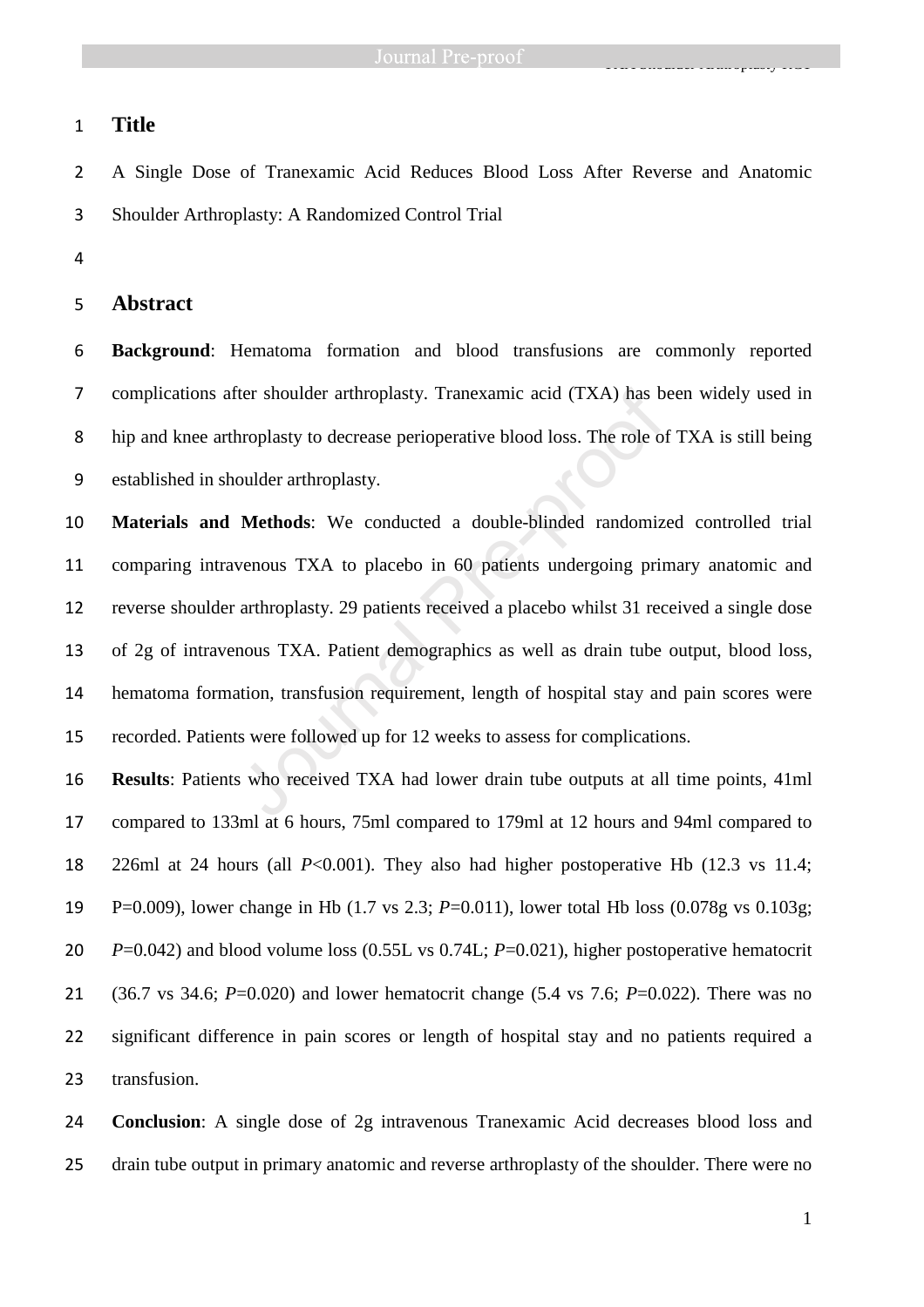# Title

A Single Dose of Tranexamic Acid Reduces Blood Loss After Reverse and Anatomic Shoulder Arthroplasty: A Randomized Control Trial

# Abstract

**Background**: Hematoma formation and blood transfusions are commonly reported complications after shoulder arthroplasty. Tranexamic acid (TXA) has been widely used in hip and knee arthroplasty to decrease perioperative blood loss. The role of TXA is still being established in shoulder arthroplasty.

**Materials and Methods**: We conducted a double-blinded randomized controlled trial comparing intravenous TXA to placebo in 60 patients undergoing primary anatomic and reverse shoulder arthroplasty. 29 patients received a placebo whilst 31 received a single dose of 2g of intravenous TXA. Patient demographics as well as drain tube output, blood loss, hematoma formation, transfusion requirement, length of hospital stay and pain scores were recorded. Patients were followed up for 12 weeks to assess for complications.

**Results**: Patients who received TXA had lower drain tube outputs at all time points, 41ml compared to 133ml at 6 hours, 75ml compared to 179ml at 12 hours and 94ml compared to 226ml at 24 hours (all $P<0.001$). They also had higher postoperative Hb (12.3 vs 11.4; P=0.009), lower change in Hb (1.7 vs 2.3; $P=0.011$), lower total Hb loss (0.078g vs 0.103g; $P=0.042$) and blood volume loss (0.55L vs 0.74L; $P=0.021$), higher postoperative hematocrit (36.7 vs 34.6; $P=0.020$) and lower hematocrit change (5.4 vs 7.6; $P=0.022$). There was no significant difference in pain scores or length of hospital stay and no patients required a transfusion.

**Conclusion**: A single dose of 2g intravenous Tranexamic Acid decreases blood loss and drain tube output in primary anatomic and reverse arthroplasty of the shoulder. There were no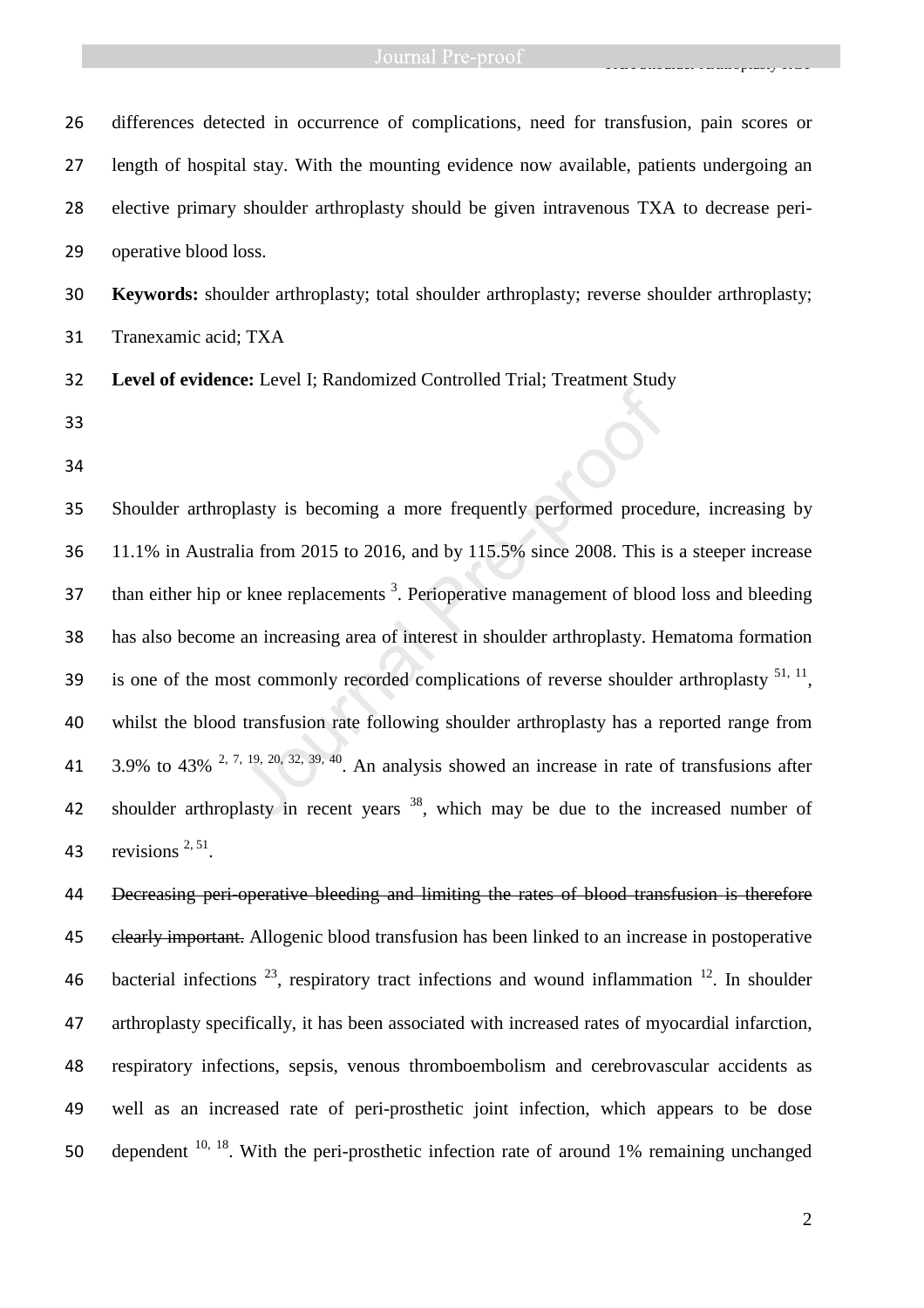differences detected in occurrence of complications, need for transfusion, pain scores or length of hospital stay. With the mounting evidence now available, patients undergoing an elective primary shoulder arthroplasty should be given intravenous TXA to decrease peri-operative blood loss.

**Keywords:** shoulder arthroplasty; total shoulder arthroplasty; reverse shoulder arthroplasty; Tranexamic acid; TXA

**Level of evidence:** Level I; Randomized Controlled Trial; Treatment Study

Shoulder arthroplasty is becoming a more frequently performed procedure, increasing by 11.1% in Australia from 2015 to 2016, and by 115.5% since 2008. This is a steeper increase than either hip or knee replacements [3]. Perioperative management of blood loss and bleeding has also become an increasing area of interest in shoulder arthroplasty. Hematoma formation is one of the most commonly recorded complications of reverse shoulder arthroplasty [51, 11], whilst the blood transfusion rate following shoulder arthroplasty has a reported range from 3.9% to 43% [2, 7, 19, 20, 32, 39, 40]. An analysis showed an increase in rate of transfusions after shoulder arthroplasty in recent years [38], which may be due to the increased number of revisions [2, 51].

~~Decreasing peri-operative bleeding and limiting the rates of blood transfusion is therefore clearly important.~~ Allogenic blood transfusion has been linked to an increase in postoperative bacterial infections [23], respiratory tract infections and wound inflammation [12]. In shoulder arthroplasty specifically, it has been associated with increased rates of myocardial infarction, respiratory infections, sepsis, venous thromboembolism and cerebrovascular accidents as well as an increased rate of peri-prosthetic joint infection, which appears to be dose dependent [10, 18]. With the peri-prosthetic infection rate of around 1% remaining unchanged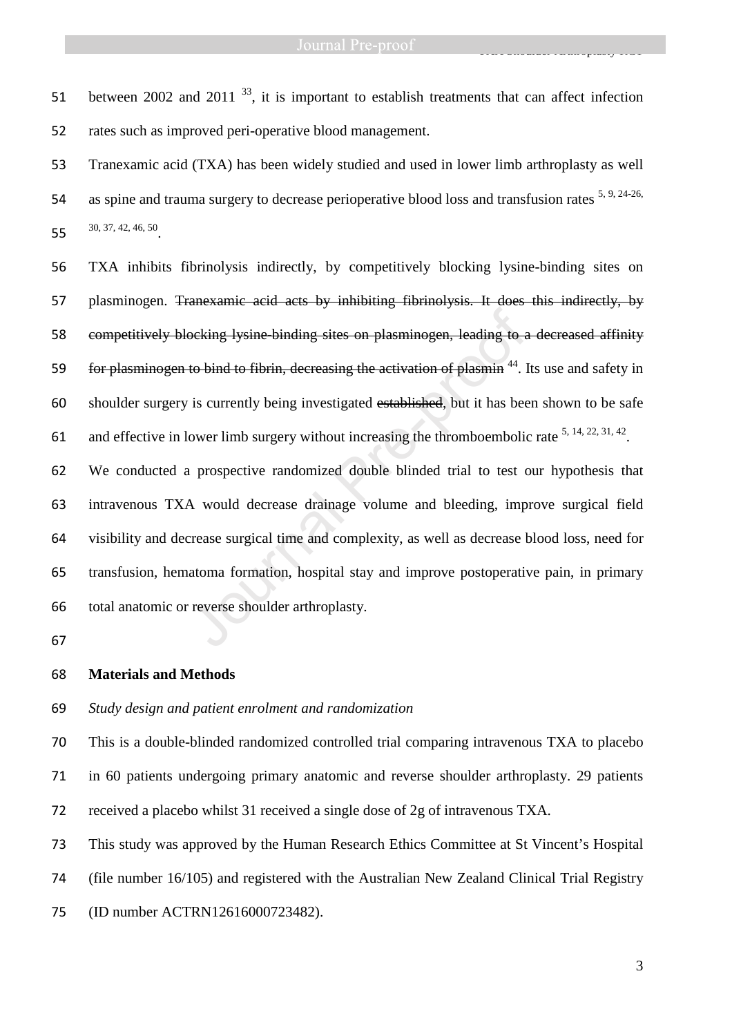between 2002 and 2011 [33], it is important to establish treatments that can affect infection rates such as improved peri-operative blood management.

Tranexamic acid (TXA) has been widely studied and used in lower limb arthroplasty as well as spine and trauma surgery to decrease perioperative blood loss and transfusion rates [5, 9, 24-26, 30, 37, 42, 46, 50].

TXA inhibits fibrinolysis indirectly, by competitively blocking lysine-binding sites on plasminogen. ~~Tranexamic acid acts by inhibiting fibrinolysis. It does this indirectly, by competitively blocking lysine-binding sites on plasminogen, leading to a decreased affinity for plasminogen to bind to fibrin, decreasing the activation of plasmin~~ [44]. Its use and safety in shoulder surgery is currently being investigated ~~established~~, but it has been shown to be safe and effective in lower limb surgery without increasing the thromboembolic rate [5, 14, 22, 31, 42].

We conducted a prospective randomized double blinded trial to test our hypothesis that intravenous TXA would decrease drainage volume and bleeding, improve surgical field visibility and decrease surgical time and complexity, as well as decrease blood loss, need for transfusion, hematoma formation, hospital stay and improve postoperative pain, in primary total anatomic or reverse shoulder arthroplasty.

## Materials and Methods

*Study design and patient enrolment and randomization*

This is a double-blinded randomized controlled trial comparing intravenous TXA to placebo in 60 patients undergoing primary anatomic and reverse shoulder arthroplasty. 29 patients received a placebo whilst 31 received a single dose of 2g of intravenous TXA.

This study was approved by the Human Research Ethics Committee at St Vincent's Hospital (file number 16/105) and registered with the Australian New Zealand Clinical Trial Registry (ID number ACTRN12616000723482).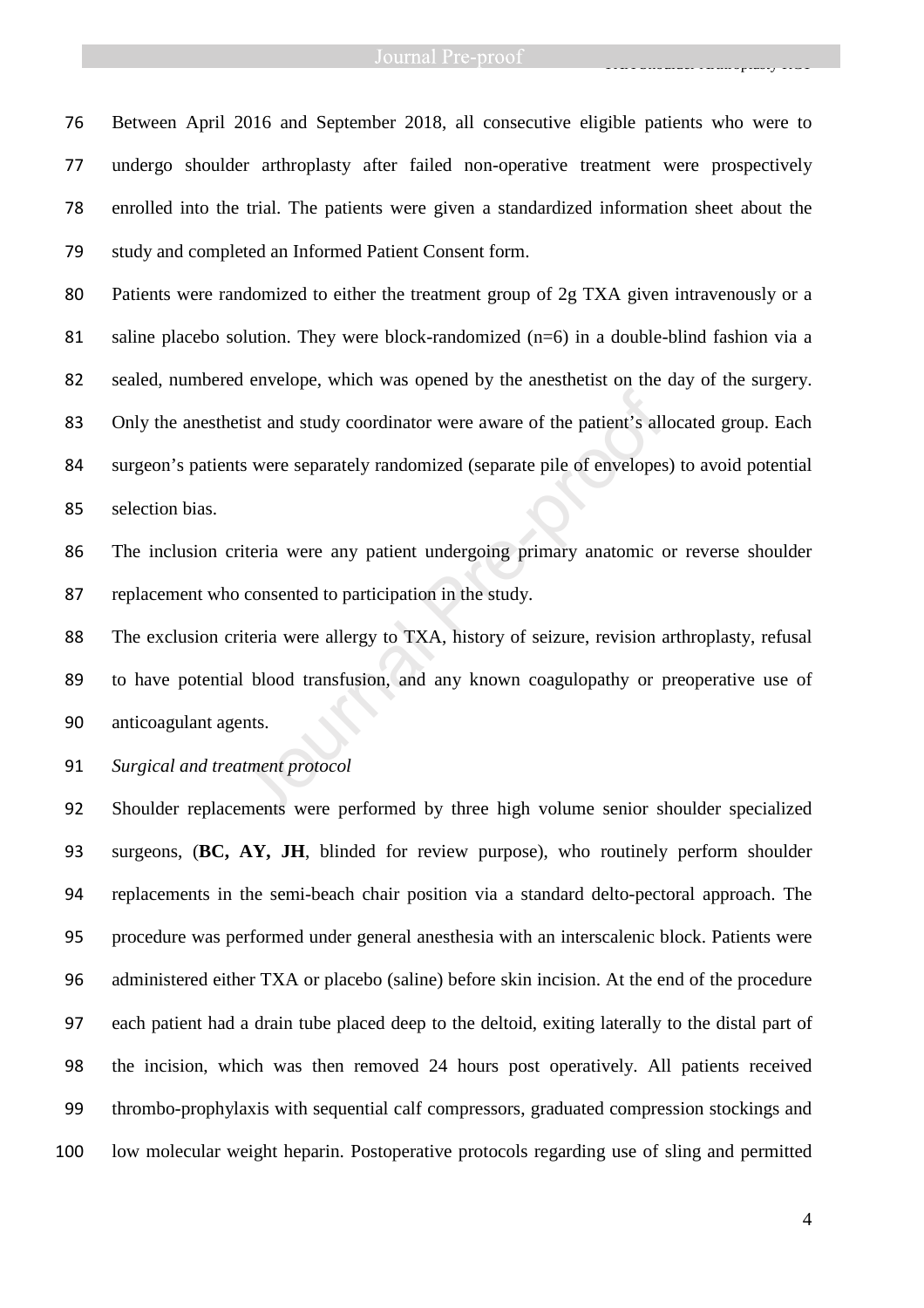Between April 2016 and September 2018, all consecutive eligible patients who were to undergo shoulder arthroplasty after failed non-operative treatment were prospectively enrolled into the trial. The patients were given a standardized information sheet about the study and completed an Informed Patient Consent form.

Patients were randomized to either the treatment group of 2g TXA given intravenously or a saline placebo solution. They were block-randomized (n=6) in a double-blind fashion via a sealed, numbered envelope, which was opened by the anesthetist on the day of the surgery. Only the anesthetist and study coordinator were aware of the patient's allocated group. Each surgeon's patients were separately randomized (separate pile of envelopes) to avoid potential selection bias.

The inclusion criteria were any patient undergoing primary anatomic or reverse shoulder replacement who consented to participation in the study.

The exclusion criteria were allergy to TXA, history of seizure, revision arthroplasty, refusal to have potential blood transfusion, and any known coagulopathy or preoperative use of anticoagulant agents.

*Surgical and treatment protocol*

Shoulder replacements were performed by three high volume senior shoulder specialized surgeons, (**BC, AY, JH**, blinded for review purpose), who routinely perform shoulder replacements in the semi-beach chair position via a standard delto-pectoral approach. The procedure was performed under general anesthesia with an interscalenic block. Patients were administered either TXA or placebo (saline) before skin incision. At the end of the procedure each patient had a drain tube placed deep to the deltoid, exiting laterally to the distal part of the incision, which was then removed 24 hours post operatively. All patients received thrombo-prophylaxis with sequential calf compressors, graduated compression stockings and low molecular weight heparin. Postoperative protocols regarding use of sling and permitted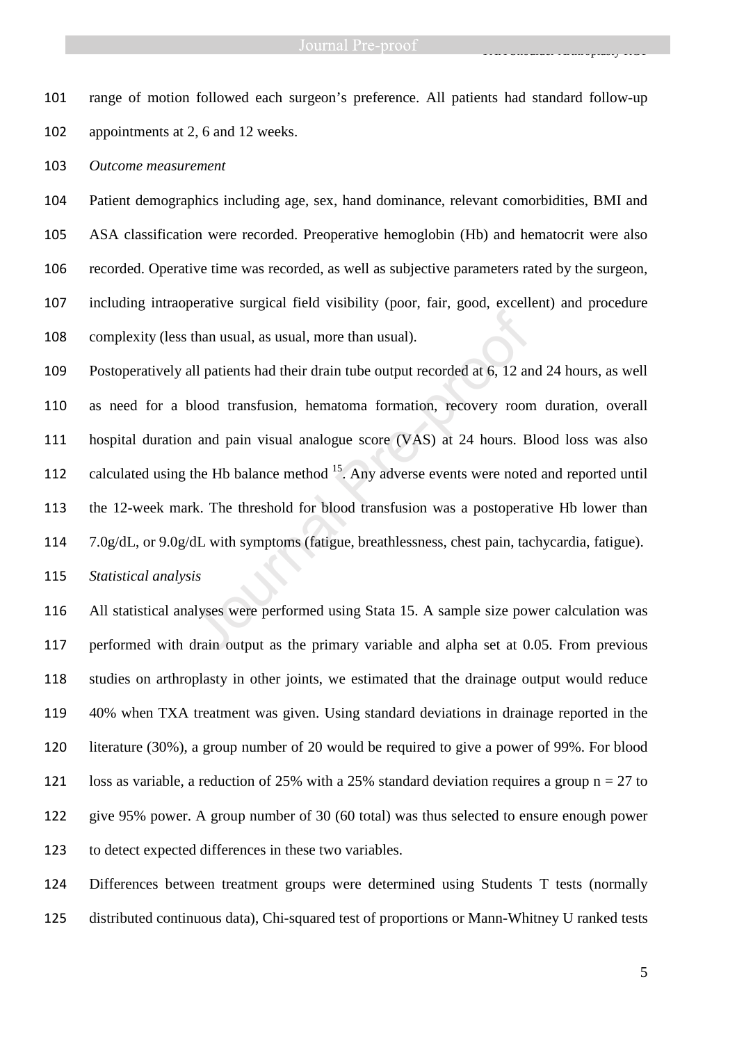range of motion followed each surgeon's preference. All patients had standard follow-up appointments at 2, 6 and 12 weeks.

*Outcome measurement*

Patient demographics including age, sex, hand dominance, relevant comorbidities, BMI and ASA classification were recorded. Preoperative hemoglobin (Hb) and hematocrit were also recorded. Operative time was recorded, as well as subjective parameters rated by the surgeon, including intraoperative surgical field visibility (poor, fair, good, excellent) and procedure complexity (less than usual, as usual, more than usual).

Postoperatively all patients had their drain tube output recorded at 6, 12 and 24 hours, as well as need for a blood transfusion, hematoma formation, recovery room duration, overall hospital duration and pain visual analogue score (VAS) at 24 hours. Blood loss was also calculated using the Hb balance method [15]. Any adverse events were noted and reported until the 12-week mark. The threshold for blood transfusion was a postoperative Hb lower than 7.0g/dL, or 9.0g/dL with symptoms (fatigue, breathlessness, chest pain, tachycardia, fatigue).

*Statistical analysis*

All statistical analyses were performed using Stata 15. A sample size power calculation was performed with drain output as the primary variable and alpha set at 0.05. From previous studies on arthroplasty in other joints, we estimated that the drainage output would reduce 40% when TXA treatment was given. Using standard deviations in drainage reported in the literature (30%), a group number of 20 would be required to give a power of 99%. For blood loss as variable, a reduction of 25% with a 25% standard deviation requires a group $n = 27$ to give 95% power. A group number of 30 (60 total) was thus selected to ensure enough power to detect expected differences in these two variables.

Differences between treatment groups were determined using Students T tests (normally distributed continuous data), Chi-squared test of proportions or Mann-Whitney U ranked tests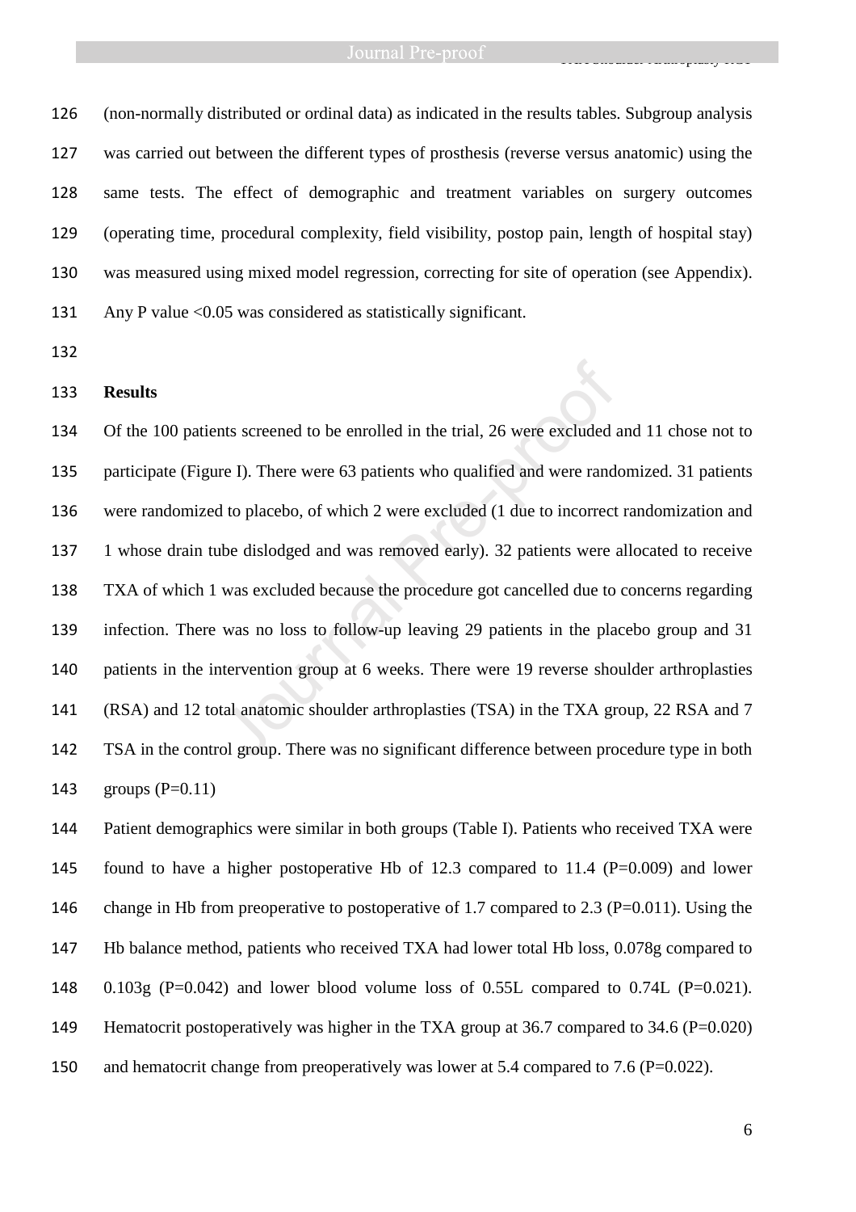(non-normally distributed or ordinal data) as indicated in the results tables. Subgroup analysis was carried out between the different types of prosthesis (reverse versus anatomic) using the same tests. The effect of demographic and treatment variables on surgery outcomes (operating time, procedural complexity, field visibility, postop pain, length of hospital stay) was measured using mixed model regression, correcting for site of operation (see Appendix). Any P value <0.05 was considered as statistically significant.

**Results**

Of the 100 patients screened to be enrolled in the trial, 26 were excluded and 11 chose not to participate (Figure I). There were 63 patients who qualified and were randomized. 31 patients were randomized to placebo, of which 2 were excluded (1 due to incorrect randomization and 1 whose drain tube dislodged and was removed early). 32 patients were allocated to receive TXA of which 1 was excluded because the procedure got cancelled due to concerns regarding infection. There was no loss to follow-up leaving 29 patients in the placebo group and 31 patients in the intervention group at 6 weeks. There were 19 reverse shoulder arthroplasties (RSA) and 12 total anatomic shoulder arthroplasties (TSA) in the TXA group, 22 RSA and 7 TSA in the control group. There was no significant difference between procedure type in both groups (P=0.11)

Patient demographics were similar in both groups (Table I). Patients who received TXA were found to have a higher postoperative Hb of 12.3 compared to 11.4 (P=0.009) and lower change in Hb from preoperative to postoperative of 1.7 compared to 2.3 (P=0.011). Using the Hb balance method, patients who received TXA had lower total Hb loss, 0.078g compared to 0.103g (P=0.042) and lower blood volume loss of 0.55L compared to 0.74L (P=0.021). Hematocrit postoperatively was higher in the TXA group at 36.7 compared to 34.6 (P=0.020) and hematocrit change from preoperatively was lower at 5.4 compared to 7.6 (P=0.022).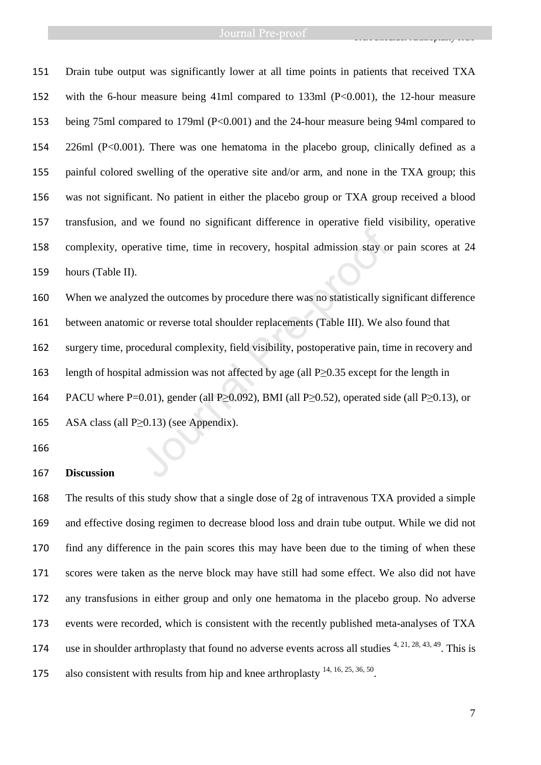Drain tube output was significantly lower at all time points in patients that received TXA with the 6-hour measure being 41ml compared to 133ml ($P<0.001$), the 12-hour measure being 75ml compared to 179ml ($P<0.001$) and the 24-hour measure being 94ml compared to 226ml ($P<0.001$). There was one hematoma in the placebo group, clinically defined as a painful colored swelling of the operative site and/or arm, and none in the TXA group; this was not significant. No patient in either the placebo group or TXA group received a blood transfusion, and we found no significant difference in operative field visibility, operative complexity, operative time, time in recovery, hospital admission stay or pain scores at 24 hours (Table II).

When we analyzed the outcomes by procedure there was no statistically significant difference between anatomic or reverse total shoulder replacements (Table III). We also found that surgery time, procedural complexity, field visibility, postoperative pain, time in recovery and length of hospital admission was not affected by age (all $P\geq0.35$ except for the length in PACU where $P=0.01$), gender (all $P\geq0.092$), BMI (all $P\geq0.52$), operated side (all $P\geq0.13$), or ASA class (all $P\geq0.13$) (see Appendix).

## Discussion

The results of this study show that a single dose of 2g of intravenous TXA provided a simple and effective dosing regimen to decrease blood loss and drain tube output. While we did not find any difference in the pain scores this may have been due to the timing of when these scores were taken as the nerve block may have still had some effect. We also did not have any transfusions in either group and only one hematoma in the placebo group. No adverse events were recorded, which is consistent with the recently published meta-analyses of TXA use in shoulder arthroplasty that found no adverse events across all studies [4, 21, 28, 43, 49]. This is also consistent with results from hip and knee arthroplasty [14, 16, 25, 36, 50].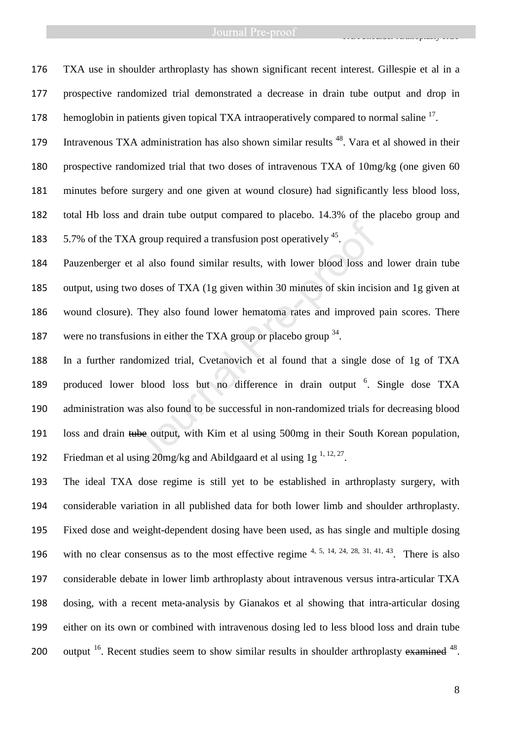TXA use in shoulder arthroplasty has shown significant recent interest. Gillespie et al in a prospective randomized trial demonstrated a decrease in drain tube output and drop in hemoglobin in patients given topical TXA intraoperatively compared to normal saline [17]. Intravenous TXA administration has also shown similar results [48]. Vara et al showed in their prospective randomized trial that two doses of intravenous TXA of 10mg/kg (one given 60 minutes before surgery and one given at wound closure) had significantly less blood loss, total Hb loss and drain tube output compared to placebo. 14.3% of the placebo group and 5.7% of the TXA group required a transfusion post operatively [45].

Pauzenberger et al also found similar results, with lower blood loss and lower drain tube output, using two doses of TXA (1g given within 30 minutes of skin incision and 1g given at wound closure). They also found lower hematoma rates and improved pain scores. There were no transfusions in either the TXA group or placebo group [34].

In a further randomized trial, Cvetanovich et al found that a single dose of 1g of TXA produced lower blood loss but no difference in drain output [6]. Single dose TXA administration was also found to be successful in non-randomized trials for decreasing blood loss and drain ~~tube~~ output, with Kim et al using 500mg in their South Korean population, Friedman et al using 20mg/kg and Abildgaard et al using 1g [1, 12, 27].

The ideal TXA dose regime is still yet to be established in arthroplasty surgery, with considerable variation in all published data for both lower limb and shoulder arthroplasty. Fixed dose and weight-dependent dosing have been used, as has single and multiple dosing with no clear consensus as to the most effective regime [4, 5, 14, 24, 28, 31, 41, 43]. There is also considerable debate in lower limb arthroplasty about intravenous versus intra-articular TXA dosing, with a recent meta-analysis by Gianakos et al showing that intra-articular dosing either on its own or combined with intravenous dosing led to less blood loss and drain tube output [16]. Recent studies seem to show similar results in shoulder arthroplasty ~~examined~~ [48].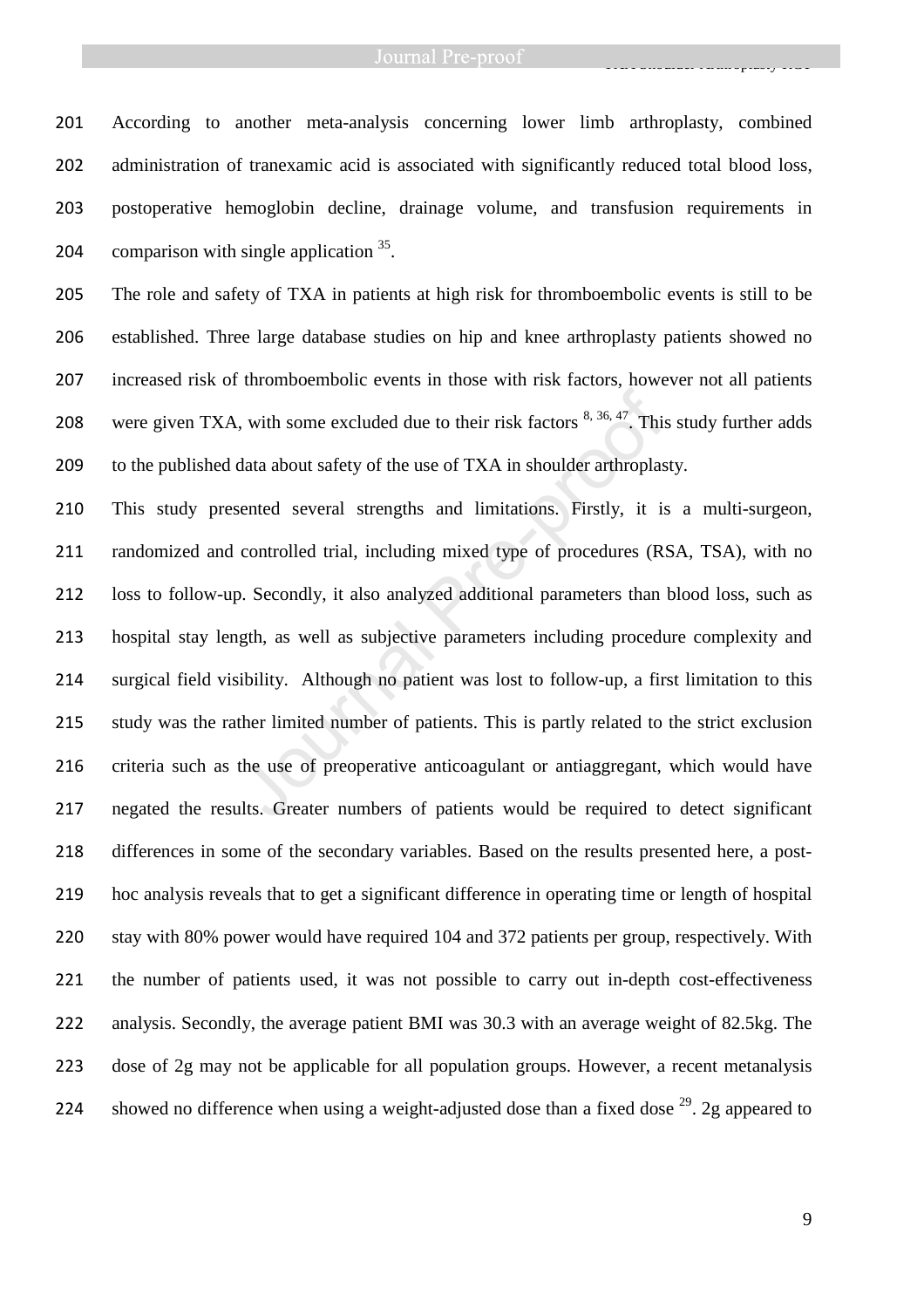According to another meta-analysis concerning lower limb arthroplasty, combined administration of tranexamic acid is associated with significantly reduced total blood loss, postoperative hemoglobin decline, drainage volume, and transfusion requirements in comparison with single application [35].

The role and safety of TXA in patients at high risk for thromboembolic events is still to be established. Three large database studies on hip and knee arthroplasty patients showed no increased risk of thromboembolic events in those with risk factors, however not all patients were given TXA, with some excluded due to their risk factors [8, 36, 47]. This study further adds to the published data about safety of the use of TXA in shoulder arthroplasty.

This study presented several strengths and limitations. Firstly, it is a multi-surgeon, randomized and controlled trial, including mixed type of procedures (RSA, TSA), with no loss to follow-up. Secondly, it also analyzed additional parameters than blood loss, such as hospital stay length, as well as subjective parameters including procedure complexity and surgical field visibility. Although no patient was lost to follow-up, a first limitation to this study was the rather limited number of patients. This is partly related to the strict exclusion criteria such as the use of preoperative anticoagulant or antiaggregant, which would have negated the results. Greater numbers of patients would be required to detect significant differences in some of the secondary variables. Based on the results presented here, a post-hoc analysis reveals that to get a significant difference in operating time or length of hospital stay with 80% power would have required 104 and 372 patients per group, respectively. With the number of patients used, it was not possible to carry out in-depth cost-effectiveness analysis. Secondly, the average patient BMI was 30.3 with an average weight of 82.5kg. The dose of 2g may not be applicable for all population groups. However, a recent metanalysis showed no difference when using a weight-adjusted dose than a fixed dose [29]. 2g appeared to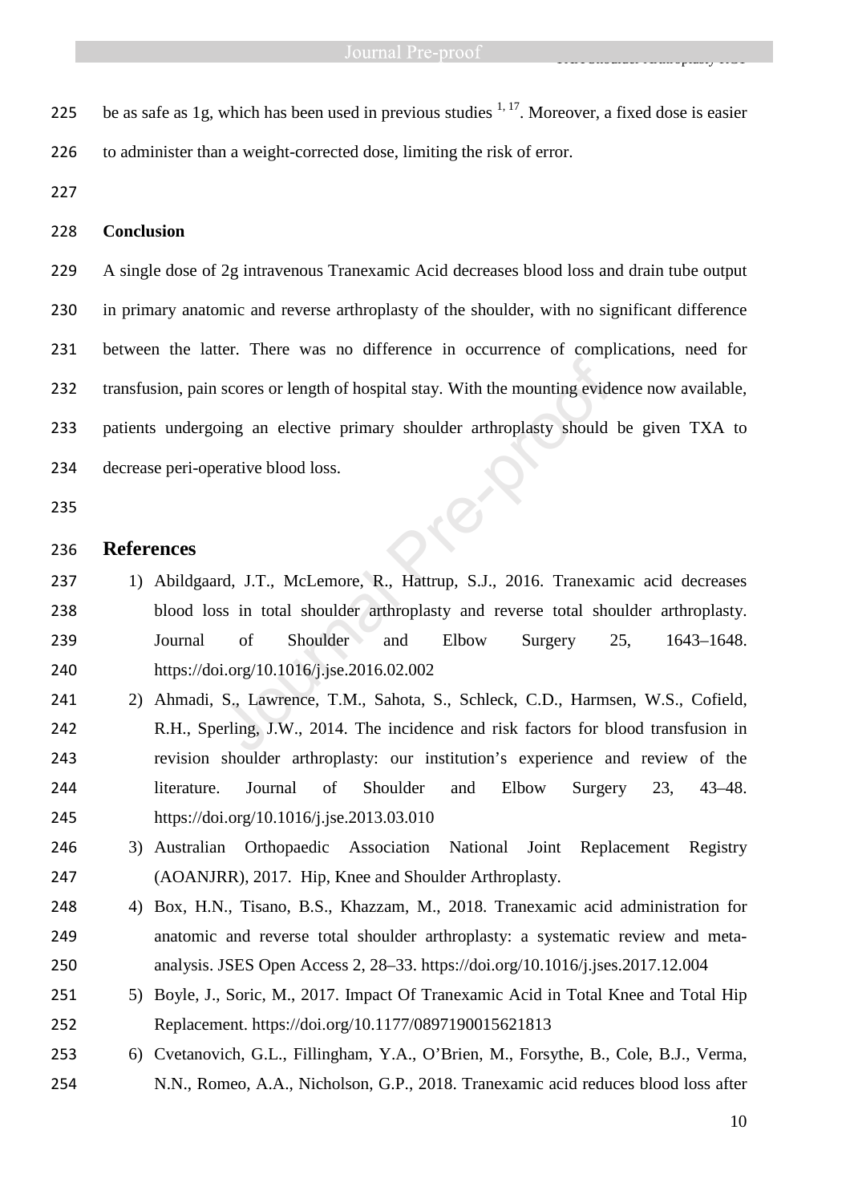be as safe as 1g, which has been used in previous studies [1, 17]. Moreover, a fixed dose is easier to administer than a weight-corrected dose, limiting the risk of error.

**Conclusion**

A single dose of 2g intravenous Tranexamic Acid decreases blood loss and drain tube output in primary anatomic and reverse arthroplasty of the shoulder, with no significant difference between the latter. There was no difference in occurrence of complications, need for transfusion, pain scores or length of hospital stay. With the mounting evidence now available, patients undergoing an elective primary shoulder arthroplasty should be given TXA to decrease peri-operative blood loss.

## References

1) Abildgaard, J.T., McLemore, R., Hattrup, S.J., 2016. Tranexamic acid decreases blood loss in total shoulder arthroplasty and reverse total shoulder arthroplasty. Journal of Shoulder and Elbow Surgery 25, 1643–1648. https://doi.org/10.1016/j.jse.2016.02.002
2) Ahmadi, S., Lawrence, T.M., Sahota, S., Schleck, C.D., Harmsen, W.S., Cofield, R.H., Sperling, J.W., 2014. The incidence and risk factors for blood transfusion in revision shoulder arthroplasty: our institution's experience and review of the literature. Journal of Shoulder and Elbow Surgery 23, 43–48. https://doi.org/10.1016/j.jse.2013.03.010
3) Australian Orthopaedic Association National Joint Replacement Registry (AOANJRR), 2017. Hip, Knee and Shoulder Arthroplasty.
4) Box, H.N., Tisano, B.S., Khazzam, M., 2018. Tranexamic acid administration for anatomic and reverse total shoulder arthroplasty: a systematic review and meta-analysis. JSES Open Access 2, 28–33. https://doi.org/10.1016/j.jses.2017.12.004
5) Boyle, J., Soric, M., 2017. Impact Of Tranexamic Acid in Total Knee and Total Hip Replacement. https://doi.org/10.1177/0897190015621813
6) Cvetanovich, G.L., Fillingham, Y.A., O'Brien, M., Forsythe, B., Cole, B.J., Verma, N.N., Romeo, A.A., Nicholson, G.P., 2018. Tranexamic acid reduces blood loss after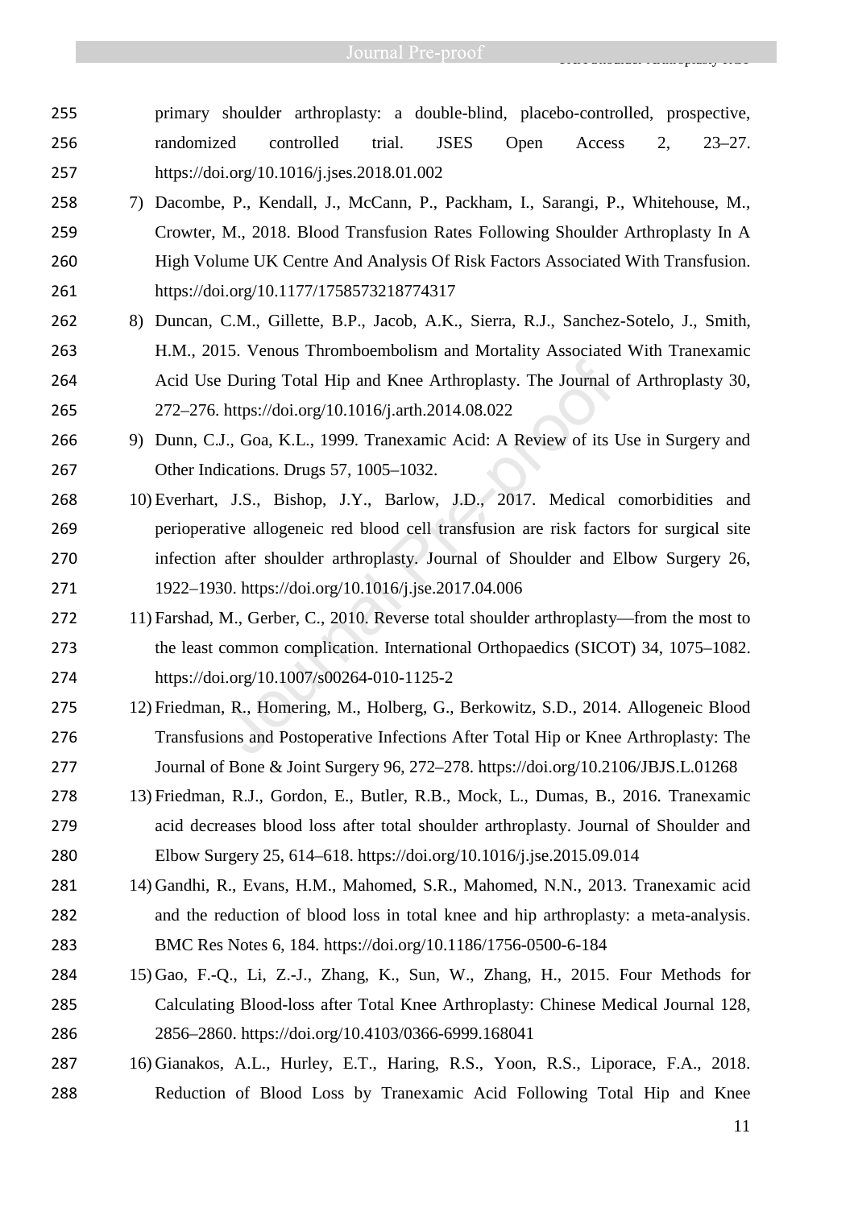primary shoulder arthroplasty: a double-blind, placebo-controlled, prospective, randomized controlled trial. JSES Open Access 2, 23–27. https://doi.org/10.1016/j.jses.2018.01.002

7) Dacombe, P., Kendall, J., McCann, P., Packham, I., Sarangi, P., Whitehouse, M., Crowter, M., 2018. Blood Transfusion Rates Following Shoulder Arthroplasty In A High Volume UK Centre And Analysis Of Risk Factors Associated With Transfusion. https://doi.org/10.1177/1758573218774317
8) Duncan, C.M., Gillette, B.P., Jacob, A.K., Sierra, R.J., Sanchez-Sotelo, J., Smith, H.M., 2015. Venous Thromboembolism and Mortality Associated With Tranexamic Acid Use During Total Hip and Knee Arthroplasty. The Journal of Arthroplasty 30, 272–276. https://doi.org/10.1016/j.arth.2014.08.022
9) Dunn, C.J., Goa, K.L., 1999. Tranexamic Acid: A Review of its Use in Surgery and Other Indications. Drugs 57, 1005–1032.
10) Everhart, J.S., Bishop, J.Y., Barlow, J.D., 2017. Medical comorbidities and perioperative allogeneic red blood cell transfusion are risk factors for surgical site infection after shoulder arthroplasty. Journal of Shoulder and Elbow Surgery 26, 1922–1930. https://doi.org/10.1016/j.jse.2017.04.006
11) Farshad, M., Gerber, C., 2010. Reverse total shoulder arthroplasty—from the most to the least common complication. International Orthopaedics (SICOT) 34, 1075–1082. https://doi.org/10.1007/s00264-010-1125-2
12) Friedman, R., Homering, M., Holberg, G., Berkowitz, S.D., 2014. Allogeneic Blood Transfusions and Postoperative Infections After Total Hip or Knee Arthroplasty: The Journal of Bone & Joint Surgery 96, 272–278. https://doi.org/10.2106/JBJS.L.01268
13) Friedman, R.J., Gordon, E., Butler, R.B., Mock, L., Dumas, B., 2016. Tranexamic acid decreases blood loss after total shoulder arthroplasty. Journal of Shoulder and Elbow Surgery 25, 614–618. https://doi.org/10.1016/j.jse.2015.09.014
14) Gandhi, R., Evans, H.M., Mahomed, S.R., Mahomed, N.N., 2013. Tranexamic acid and the reduction of blood loss in total knee and hip arthroplasty: a meta-analysis. BMC Res Notes 6, 184. https://doi.org/10.1186/1756-0500-6-184
15) Gao, F.-Q., Li, Z.-J., Zhang, K., Sun, W., Zhang, H., 2015. Four Methods for Calculating Blood-loss after Total Knee Arthroplasty: Chinese Medical Journal 128, 2856–2860. https://doi.org/10.4103/0366-6999.168041
16) Gianakos, A.L., Hurley, E.T., Haring, R.S., Yoon, R.S., Liporace, F.A., 2018. Reduction of Blood Loss by Tranexamic Acid Following Total Hip and Knee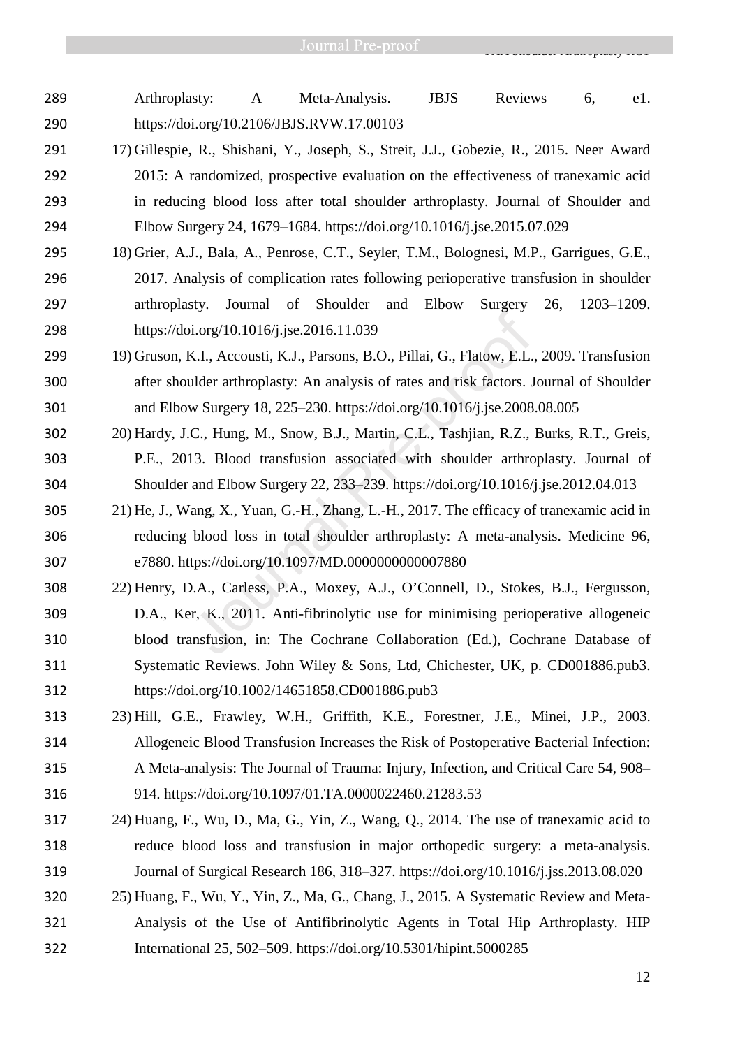Arthroplasty: A Meta-Analysis. JBJS Reviews 6, e1. https://doi.org/10.2106/JBJS.RVW.17.00103

17) Gillespie, R., Shishani, Y., Joseph, S., Streit, J.J., Gobezie, R., 2015. Neer Award 2015: A randomized, prospective evaluation on the effectiveness of tranexamic acid in reducing blood loss after total shoulder arthroplasty. Journal of Shoulder and Elbow Surgery 24, 1679–1684. https://doi.org/10.1016/j.jse.2015.07.029

18) Grier, A.J., Bala, A., Penrose, C.T., Seyler, T.M., Bolognesi, M.P., Garrigues, G.E., 2017. Analysis of complication rates following perioperative transfusion in shoulder arthroplasty. Journal of Shoulder and Elbow Surgery 26, 1203–1209. https://doi.org/10.1016/j.jse.2016.11.039

19) Gruson, K.I., Accousti, K.J., Parsons, B.O., Pillai, G., Flatow, E.L., 2009. Transfusion after shoulder arthroplasty: An analysis of rates and risk factors. Journal of Shoulder and Elbow Surgery 18, 225–230. https://doi.org/10.1016/j.jse.2008.08.005

20) Hardy, J.C., Hung, M., Snow, B.J., Martin, C.L., Tashjian, R.Z., Burks, R.T., Greis, P.E., 2013. Blood transfusion associated with shoulder arthroplasty. Journal of Shoulder and Elbow Surgery 22, 233–239. https://doi.org/10.1016/j.jse.2012.04.013

21) He, J., Wang, X., Yuan, G.-H., Zhang, L.-H., 2017. The efficacy of tranexamic acid in reducing blood loss in total shoulder arthroplasty: A meta-analysis. Medicine 96, e7880. https://doi.org/10.1097/MD.0000000000007880

22) Henry, D.A., Carless, P.A., Moxey, A.J., O'Connell, D., Stokes, B.J., Fergusson, D.A., Ker, K., 2011. Anti-fibrinolytic use for minimising perioperative allogeneic blood transfusion, in: The Cochrane Collaboration (Ed.), Cochrane Database of Systematic Reviews. John Wiley & Sons, Ltd, Chichester, UK, p. CD001886.pub3. https://doi.org/10.1002/14651858.CD001886.pub3

23) Hill, G.E., Frawley, W.H., Griffith, K.E., Forestner, J.E., Minei, J.P., 2003. Allogeneic Blood Transfusion Increases the Risk of Postoperative Bacterial Infection: A Meta-analysis: The Journal of Trauma: Injury, Infection, and Critical Care 54, 908–914. https://doi.org/10.1097/01.TA.0000022460.21283.53

24) Huang, F., Wu, D., Ma, G., Yin, Z., Wang, Q., 2014. The use of tranexamic acid to reduce blood loss and transfusion in major orthopedic surgery: a meta-analysis. Journal of Surgical Research 186, 318–327. https://doi.org/10.1016/j.jss.2013.08.020

25) Huang, F., Wu, Y., Yin, Z., Ma, G., Chang, J., 2015. A Systematic Review and Meta-Analysis of the Use of Antifibrinolytic Agents in Total Hip Arthroplasty. HIP International 25, 502–509. https://doi.org/10.5301/hipint.5000285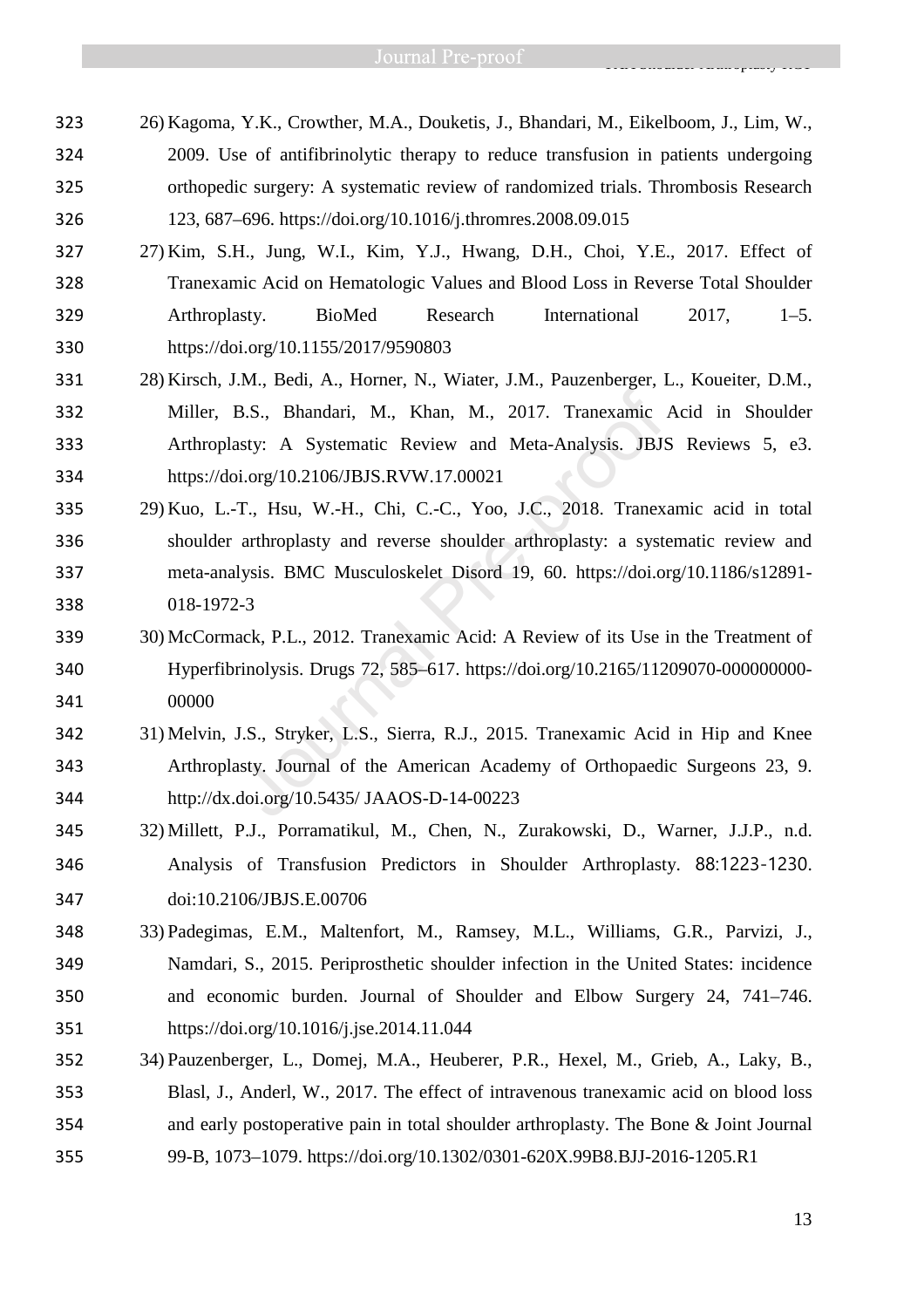26) Kagoma, Y.K., Crowther, M.A., Douketis, J., Bhandari, M., Eikelboom, J., Lim, W., 2009. Use of antifibrinolytic therapy to reduce transfusion in patients undergoing orthopedic surgery: A systematic review of randomized trials. Thrombosis Research 123, 687–696. https://doi.org/10.1016/j.thromres.2008.09.015

27) Kim, S.H., Jung, W.I., Kim, Y.J., Hwang, D.H., Choi, Y.E., 2017. Effect of Tranexamic Acid on Hematologic Values and Blood Loss in Reverse Total Shoulder Arthroplasty. BioMed Research International 2017, 1–5. https://doi.org/10.1155/2017/9590803

28) Kirsch, J.M., Bedi, A., Horner, N., Wiater, J.M., Pauzenberger, L., Koueiter, D.M., Miller, B.S., Bhandari, M., Khan, M., 2017. Tranexamic Acid in Shoulder Arthroplasty: A Systematic Review and Meta-Analysis. JBJS Reviews 5, e3. https://doi.org/10.2106/JBJS.RVW.17.00021

29) Kuo, L.-T., Hsu, W.-H., Chi, C.-C., Yoo, J.C., 2018. Tranexamic acid in total shoulder arthroplasty and reverse shoulder arthroplasty: a systematic review and meta-analysis. BMC Musculoskelet Disord 19, 60. https://doi.org/10.1186/s12891-018-1972-3

30) McCormack, P.L., 2012. Tranexamic Acid: A Review of its Use in the Treatment of Hyperfibrinolysis. Drugs 72, 585–617. https://doi.org/10.2165/11209070-000000000-00000

31) Melvin, J.S., Stryker, L.S., Sierra, R.J., 2015. Tranexamic Acid in Hip and Knee Arthroplasty. Journal of the American Academy of Orthopaedic Surgeons 23, 9. http://dx.doi.org/10.5435/ JAAOS-D-14-00223

32) Millett, P.J., Porramatikul, M., Chen, N., Zurakowski, D., Warner, J.J.P., n.d. Analysis of Transfusion Predictors in Shoulder Arthroplasty. 88:1223-1230. doi:10.2106/JBJS.E.00706

33) Padegimas, E.M., Maltenfort, M., Ramsey, M.L., Williams, G.R., Parvizi, J., Namdari, S., 2015. Periprosthetic shoulder infection in the United States: incidence and economic burden. Journal of Shoulder and Elbow Surgery 24, 741–746. https://doi.org/10.1016/j.jse.2014.11.044

34) Pauzenberger, L., Domej, M.A., Heuberer, P.R., Hexel, M., Grieb, A., Laky, B., Blasl, J., Anderl, W., 2017. The effect of intravenous tranexamic acid on blood loss and early postoperative pain in total shoulder arthroplasty. The Bone & Joint Journal 99-B, 1073–1079. https://doi.org/10.1302/0301-620X.99B8.BJJ-2016-1205.R1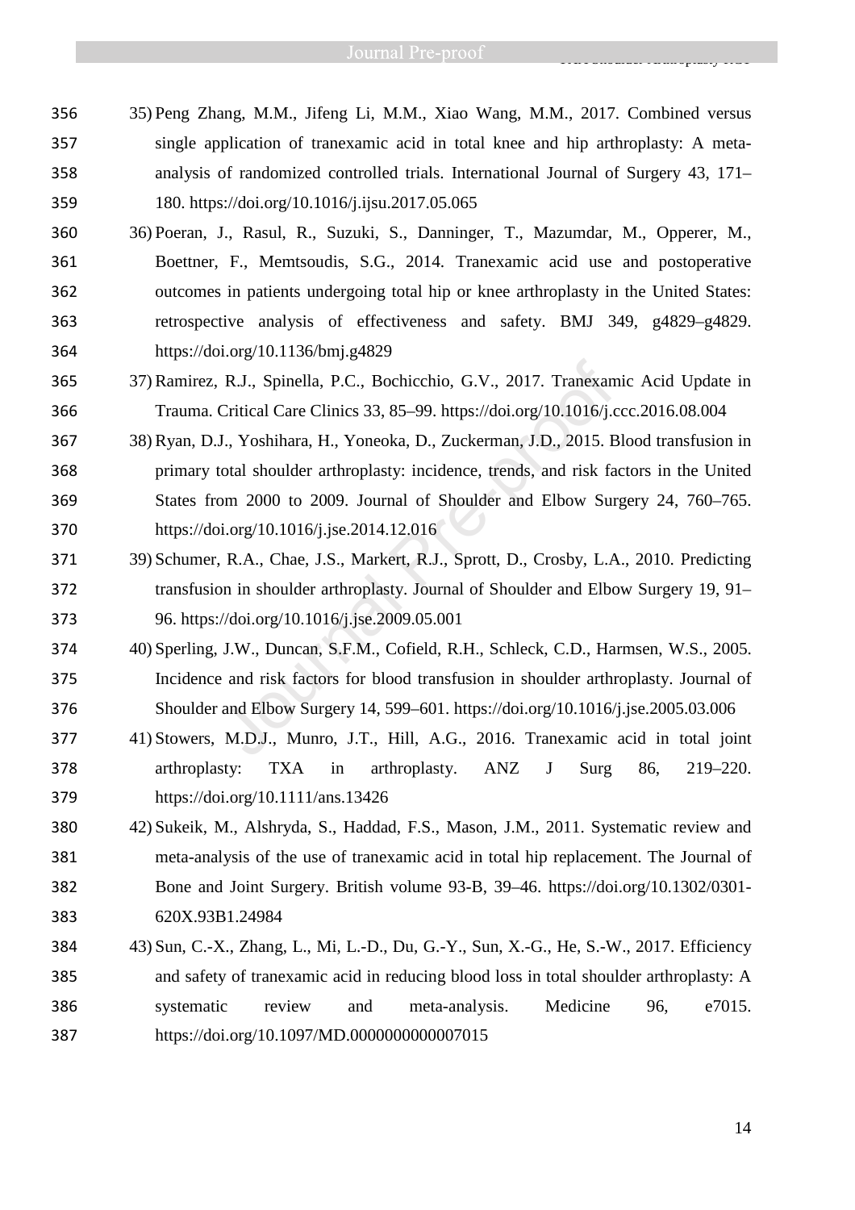35) Peng Zhang, M.M., Jifeng Li, M.M., Xiao Wang, M.M., 2017. Combined versus single application of tranexamic acid in total knee and hip arthroplasty: A meta-analysis of randomized controlled trials. International Journal of Surgery 43, 171–180. https://doi.org/10.1016/j.ijsu.2017.05.065

36) Poeran, J., Rasul, R., Suzuki, S., Danninger, T., Mazumdar, M., Opperer, M., Boettner, F., Memtsoudis, S.G., 2014. Tranexamic acid use and postoperative outcomes in patients undergoing total hip or knee arthroplasty in the United States: retrospective analysis of effectiveness and safety. BMJ 349, g4829–g4829. https://doi.org/10.1136/bmj.g4829

37) Ramirez, R.J., Spinella, P.C., Bochicchio, G.V., 2017. Tranexamic Acid Update in Trauma. Critical Care Clinics 33, 85–99. https://doi.org/10.1016/j.ccc.2016.08.004

38) Ryan, D.J., Yoshihara, H., Yoneoka, D., Zuckerman, J.D., 2015. Blood transfusion in primary total shoulder arthroplasty: incidence, trends, and risk factors in the United States from 2000 to 2009. Journal of Shoulder and Elbow Surgery 24, 760–765. https://doi.org/10.1016/j.jse.2014.12.016

39) Schumer, R.A., Chae, J.S., Markert, R.J., Sprott, D., Crosby, L.A., 2010. Predicting transfusion in shoulder arthroplasty. Journal of Shoulder and Elbow Surgery 19, 91–96. https://doi.org/10.1016/j.jse.2009.05.001

40) Sperling, J.W., Duncan, S.F.M., Cofield, R.H., Schleck, C.D., Harmsen, W.S., 2005. Incidence and risk factors for blood transfusion in shoulder arthroplasty. Journal of Shoulder and Elbow Surgery 14, 599–601. https://doi.org/10.1016/j.jse.2005.03.006

41) Stowers, M.D.J., Munro, J.T., Hill, A.G., 2016. Tranexamic acid in total joint arthroplasty: TXA in arthroplasty. ANZ J Surg 86, 219–220. https://doi.org/10.1111/ans.13426

42) Sukeik, M., Alshryda, S., Haddad, F.S., Mason, J.M., 2011. Systematic review and meta-analysis of the use of tranexamic acid in total hip replacement. The Journal of Bone and Joint Surgery. British volume 93-B, 39–46. https://doi.org/10.1302/0301-620X.93B1.24984

43) Sun, C.-X., Zhang, L., Mi, L.-D., Du, G.-Y., Sun, X.-G., He, S.-W., 2017. Efficiency and safety of tranexamic acid in reducing blood loss in total shoulder arthroplasty: A systematic review and meta-analysis. Medicine 96, e7015. https://doi.org/10.1097/MD.0000000000007015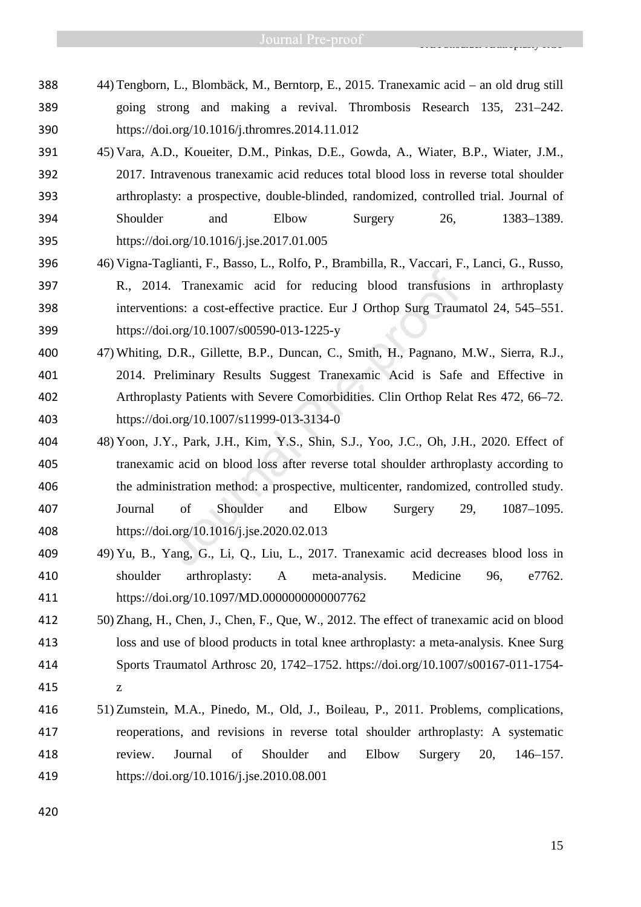44) Tengborn, L., Blombäck, M., Berntorp, E., 2015. Tranexamic acid – an old drug still going strong and making a revival. Thrombosis Research 135, 231–242. https://doi.org/10.1016/j.thromres.2014.11.012

45) Vara, A.D., Koueiter, D.M., Pinkas, D.E., Gowda, A., Wiater, B.P., Wiater, J.M., 2017. Intravenous tranexamic acid reduces total blood loss in reverse total shoulder arthroplasty: a prospective, double-blinded, randomized, controlled trial. Journal of Shoulder and Elbow Surgery 26, 1383–1389. https://doi.org/10.1016/j.jse.2017.01.005

46) Vigna-Taglianti, F., Basso, L., Rolfo, P., Brambilla, R., Vaccari, F., Lanci, G., Russo, R., 2014. Tranexamic acid for reducing blood transfusions in arthroplasty interventions: a cost-effective practice. Eur J Orthop Surg Traumatol 24, 545–551. https://doi.org/10.1007/s00590-013-1225-y

47) Whiting, D.R., Gillette, B.P., Duncan, C., Smith, H., Pagnano, M.W., Sierra, R.J., 2014. Preliminary Results Suggest Tranexamic Acid is Safe and Effective in Arthroplasty Patients with Severe Comorbidities. Clin Orthop Relat Res 472, 66–72. https://doi.org/10.1007/s11999-013-3134-0

48) Yoon, J.Y., Park, J.H., Kim, Y.S., Shin, S.J., Yoo, J.C., Oh, J.H., 2020. Effect of tranexamic acid on blood loss after reverse total shoulder arthroplasty according to the administration method: a prospective, multicenter, randomized, controlled study. Journal of Shoulder and Elbow Surgery 29, 1087–1095. https://doi.org/10.1016/j.jse.2020.02.013

49) Yu, B., Yang, G., Li, Q., Liu, L., 2017. Tranexamic acid decreases blood loss in shoulder arthroplasty: A meta-analysis. Medicine 96, e7762. https://doi.org/10.1097/MD.0000000000007762

50) Zhang, H., Chen, J., Chen, F., Que, W., 2012. The effect of tranexamic acid on blood loss and use of blood products in total knee arthroplasty: a meta-analysis. Knee Surg Sports Traumatol Arthrosc 20, 1742–1752. https://doi.org/10.1007/s00167-011-1754-z

51) Zumstein, M.A., Pinedo, M., Old, J., Boileau, P., 2011. Problems, complications, reoperations, and revisions in reverse total shoulder arthroplasty: A systematic review. Journal of Shoulder and Elbow Surgery 20, 146–157. https://doi.org/10.1016/j.jse.2010.08.001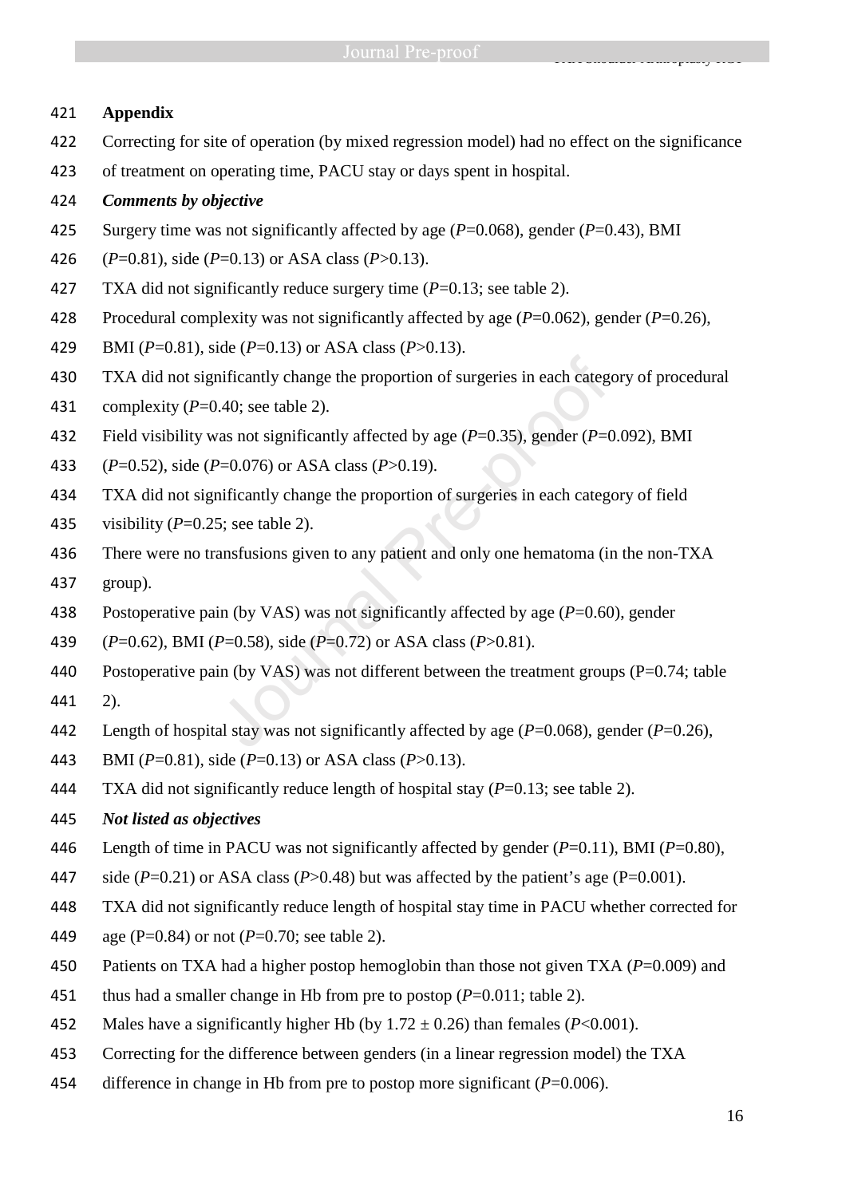## Appendix

Correcting for site of operation (by mixed regression model) had no effect on the significance of treatment on operating time, PACU stay or days spent in hospital.

### *Comments by objective*

Surgery time was not significantly affected by age ($P$=0.068), gender ($P$=0.43), BMI ($P$=0.81), side ($P$=0.13) or ASA class ($P$>0.13).

TXA did not significantly reduce surgery time ($P$=0.13; see table 2).

Procedural complexity was not significantly affected by age ($P$=0.062), gender ($P$=0.26), BMI ($P$=0.81), side ($P$=0.13) or ASA class ($P$>0.13).

TXA did not significantly change the proportion of surgeries in each category of procedural complexity ($P$=0.40; see table 2).

Field visibility was not significantly affected by age ($P$=0.35), gender ($P$=0.092), BMI ($P$=0.52), side ($P$=0.076) or ASA class ($P$>0.19).

TXA did not significantly change the proportion of surgeries in each category of field visibility ($P$=0.25; see table 2).

There were no transfusions given to any patient and only one hematoma (in the non-TXA group).

Postoperative pain (by VAS) was not significantly affected by age ($P$=0.60), gender ($P$=0.62), BMI ($P$=0.58), side ($P$=0.72) or ASA class ($P$>0.81).

Postoperative pain (by VAS) was not different between the treatment groups (P=0.74; table 2).

Length of hospital stay was not significantly affected by age ($P$=0.068), gender ($P$=0.26), BMI ($P$=0.81), side ($P$=0.13) or ASA class ($P$>0.13).

TXA did not significantly reduce length of hospital stay ($P$=0.13; see table 2).

### *Not listed as objectives*

Length of time in PACU was not significantly affected by gender ($P$=0.11), BMI ($P$=0.80), side ($P$=0.21) or ASA class ($P$>0.48) but was affected by the patient's age (P=0.001).

TXA did not significantly reduce length of hospital stay time in PACU whether corrected for age (P=0.84) or not ($P$=0.70; see table 2).

Patients on TXA had a higher postop hemoglobin than those not given TXA ($P$=0.009) and thus had a smaller change in Hb from pre to postop ($P$=0.011; table 2).

Males have a significantly higher Hb (by $1.72 \pm 0.26$) than females ($P$<0.001).

Correcting for the difference between genders (in a linear regression model) the TXA difference in change in Hb from pre to postop more significant ($P$=0.006).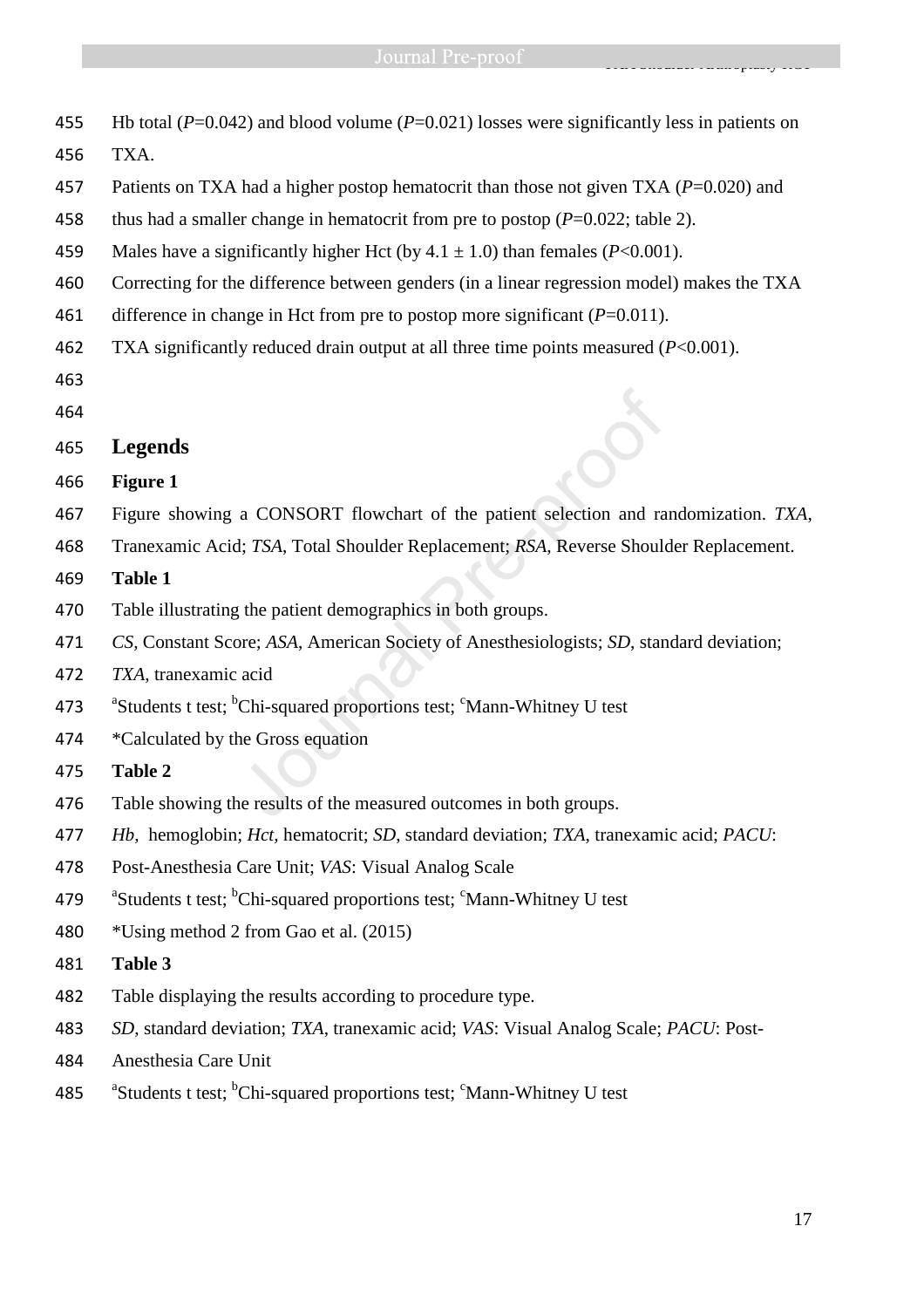Hb total (*P*=0.042) and blood volume (*P*=0.021) losses were significantly less in patients on TXA.

Patients on TXA had a higher postop hematocrit than those not given TXA (*P*=0.020) and thus had a smaller change in hematocrit from pre to postop (*P*=0.022; table 2).

Males have a significantly higher Hct (by $4.1 \pm 1.0$) than females (*P*<0.001).

Correcting for the difference between genders (in a linear regression model) makes the TXA difference in change in Hct from pre to postop more significant (*P*=0.011).

TXA significantly reduced drain output at all three time points measured (*P*<0.001).

## Legends

**Figure 1**

Figure showing a CONSORT flowchart of the patient selection and randomization. *TXA*, Tranexamic Acid; *TSA*, Total Shoulder Replacement; *RSA*, Reverse Shoulder Replacement.

**Table 1**

Table illustrating the patient demographics in both groups.

*CS,* Constant Score; *ASA*, American Society of Anesthesiologists; *SD*, standard deviation; *TXA*, tranexamic acid

[a]Students t test; [b]Chi-squared proportions test; [c]Mann-Whitney U test

*Calculated by the Gross equation

**Table 2**

Table showing the results of the measured outcomes in both groups.

*Hb*, hemoglobin; *Hct*, hematocrit; *SD*, standard deviation; *TXA*, tranexamic acid; *PACU*: Post-Anesthesia Care Unit; *VAS*: Visual Analog Scale

[a]Students t test; [b]Chi-squared proportions test; [c]Mann-Whitney U test

*Using method 2 from Gao et al. (2015)

**Table 3**

Table displaying the results according to procedure type.

*SD*, standard deviation; *TXA*, tranexamic acid; *VAS*: Visual Analog Scale; *PACU*: Post-Anesthesia Care Unit

[a]Students t test; [b]Chi-squared proportions test; [c]Mann-Whitney U test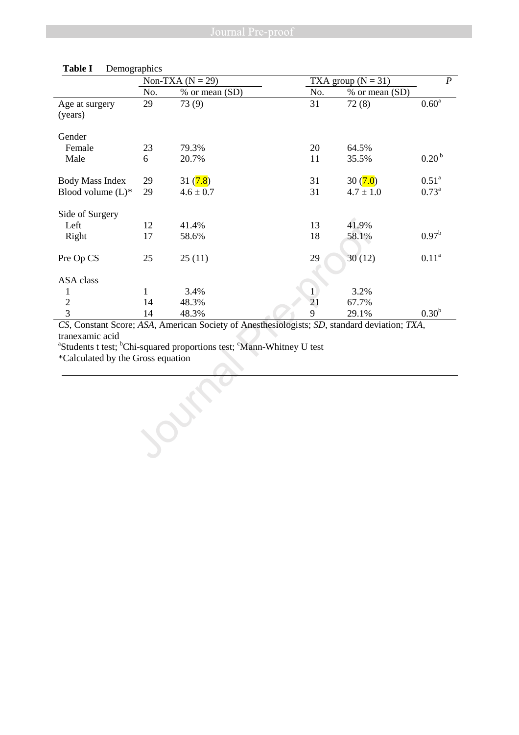**Table I** Demographics

| | Non-TXA (N = 29) | | TXA group (N = 31) | | *P* |
|---|---|---|---|---|---|
| | No. | % or mean (SD) | No. | % or mean (SD) | |
| Age at surgery (years) | 29 | 73 (9) | 31 | 72 (8) | 0.60[a] |
| Gender | | | | | |
| Female | 23 | 79.3% | 20 | 64.5% | |
| Male | 6 | 20.7% | 11 | 35.5% | 0.20[b] |
| Body Mass Index | 29 | 31 (7.8) | 31 | 30 (7.0) | 0.51[a] |
| Blood volume (L)* | 29 | 4.6 ± 0.7 | 31 | 4.7 ± 1.0 | 0.73[a] |
| Side of Surgery | | | | | |
| Left | 12 | 41.4% | 13 | 41.9% | |
| Right | 17 | 58.6% | 18 | 58.1% | 0.97[b] |
| Pre Op CS | 25 | 25 (11) | 29 | 30 (12) | 0.11[a] |
| ASA class | | | | | |
| 1 | 1 | 3.4% | 1 | 3.2% | |
| 2 | 14 | 48.3% | 21 | 67.7% | |
| 3 | 14 | 48.3% | 9 | 29.1% | 0.30[b] |

*CS*, Constant Score; *ASA*, American Society of Anesthesiologists; *SD*, standard deviation; *TXA*, tranexamic acid

[a]Students t test; [b]Chi-squared proportions test; [c]Mann-Whitney U test

*Calculated by the Gross equation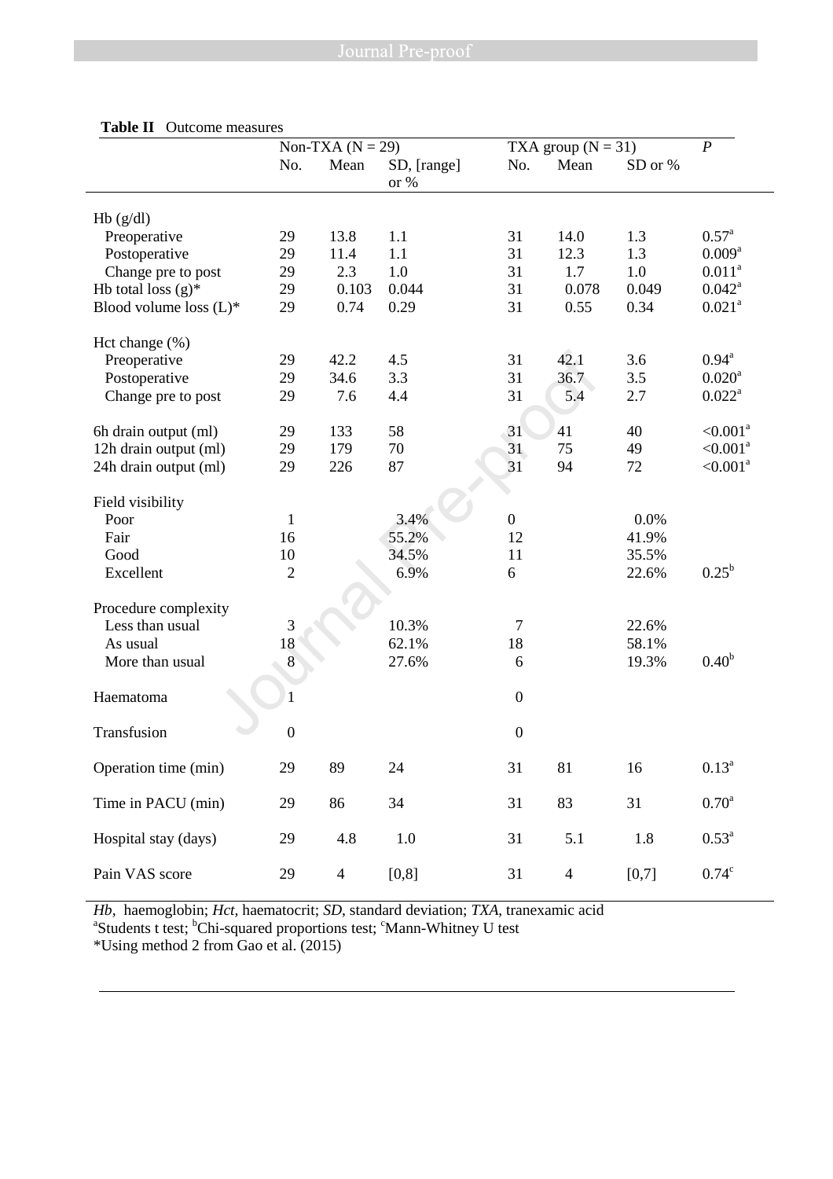**Table II** Outcome measures

| | Non-TXA (N = 29) | | | TXA group (N = 31) | | | *P* |
|---|---|---|---|---|---|---|---|
| | No. | Mean | SD, [range] or % | No. | Mean | SD or % | |
| Hb (g/dl) | | | | | | | |
| Preoperative | 29 | 13.8 | 1.1 | 31 | 14.0 | 1.3 | 0.57[a] |
| Postoperative | 29 | 11.4 | 1.1 | 31 | 12.3 | 1.3 | 0.009[a] |
| Change pre to post | 29 | 2.3 | 1.0 | 31 | 1.7 | 1.0 | 0.011[a] |
| Hb total loss (g)* | 29 | 0.103 | 0.044 | 31 | 0.078 | 0.049 | 0.042[a] |
| Blood volume loss (L)* | 29 | 0.74 | 0.29 | 31 | 0.55 | 0.34 | 0.021[a] |
| Hct change (%) | | | | | | | |
| Preoperative | 29 | 42.2 | 4.5 | 31 | 42.1 | 3.6 | 0.94[a] |
| Postoperative | 29 | 34.6 | 3.3 | 31 | 36.7 | 3.5 | 0.020[a] |
| Change pre to post | 29 | 7.6 | 4.4 | 31 | 5.4 | 2.7 | 0.022[a] |
| 6h drain output (ml) | 29 | 133 | 58 | 31 | 41 | 40 | <0.001[a] |
| 12h drain output (ml) | 29 | 179 | 70 | 31 | 75 | 49 | <0.001[a] |
| 24h drain output (ml) | 29 | 226 | 87 | 31 | 94 | 72 | <0.001[a] |
| Field visibility | | | | | | | |
| Poor | 1 | | 3.4% | 0 | | 0.0% | |
| Fair | 16 | | 55.2% | 12 | | 41.9% | |
| Good | 10 | | 34.5% | 11 | | 35.5% | |
| Excellent | 2 | | 6.9% | 6 | | 22.6% | 0.25[b] |
| Procedure complexity | | | | | | | |
| Less than usual | 3 | | 10.3% | 7 | | 22.6% | |
| As usual | 18 | | 62.1% | 18 | | 58.1% | |
| More than usual | 8 | | 27.6% | 6 | | 19.3% | 0.40[b] |
| Haematoma | 1 | | | 0 | | | |
| Transfusion | 0 | | | 0 | | | |
| Operation time (min) | 29 | 89 | 24 | 31 | 81 | 16 | 0.13[a] |
| Time in PACU (min) | 29 | 86 | 34 | 31 | 83 | 31 | 0.70[a] |
| Hospital stay (days) | 29 | 4.8 | 1.0 | 31 | 5.1 | 1.8 | 0.53[a] |
| Pain VAS score | 29 | 4 | [0,8] | 31 | 4 | [0,7] | 0.74[c] |

*Hb*, haemoglobin; *Hct*, haematocrit; *SD*, standard deviation; *TXA*, tranexamic acid
[a]Students t test; [b]Chi-squared proportions test; [c]Mann-Whitney U test
*Using method 2 from Gao et al. (2015)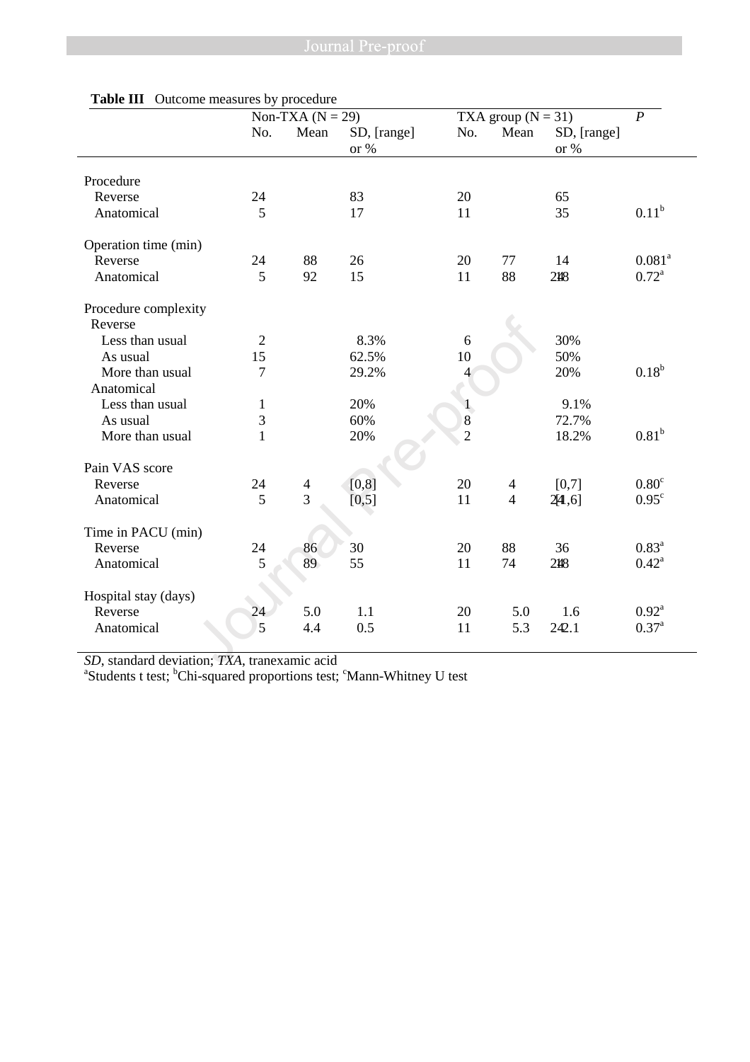**Table III** Outcome measures by procedure

| | Non-TXA (N = 29) | | | TXA group (N = 31) | | | *P* |
|---|---|---|---|---|---|---|---|
| | No. | Mean | SD, [range] or % | No. | Mean | SD, [range] or % | |
| **Procedure** | | | | | | | |
| Reverse | 24 | | 83 | 20 | | 65 | |
| Anatomical | 5 | | 17 | 11 | | 35 | 0.11[b] |
| **Operation time (min)** | | | | | | | |
| Reverse | 24 | 88 | 26 | 20 | 77 | 14 | 0.081[a] |
| Anatomical | 5 | 92 | 15 | 11 | 88 | 18 | 0.72[a] |
| **Procedure complexity** | | | | | | | |
| Reverse | | | | | | | |
| Less than usual | 2 | | 8.3% | 6 | | 30% | |
| As usual | 15 | | 62.5% | 10 | | 50% | |
| More than usual | 7 | | 29.2% | 4 | | 20% | 0.18[b] |
| Anatomical | | | | | | | |
| Less than usual | 1 | | 20% | 1 | | 9.1% | |
| As usual | 3 | | 60% | 8 | | 72.7% | |
| More than usual | 1 | | 20% | 2 | | 18.2% | 0.81[b] |
| **Pain VAS score** | | | | | | | |
| Reverse | 24 | 4 | [0,8] | 20 | 4 | [0,7] | 0.80[c] |
| Anatomical | 5 | 3 | [0,5] | 11 | 4 | [1,6] | 0.95[c] |
| **Time in PACU (min)** | | | | | | | |
| Reverse | 24 | 86 | 30 | 20 | 88 | 36 | 0.83[a] |
| Anatomical | 5 | 89 | 55 | 11 | 74 | 18 | 0.42[a] |
| **Hospital stay (days)** | | | | | | | |
| Reverse | 24 | 5.0 | 1.1 | 20 | 5.0 | 1.6 | 0.92[a] |
| Anatomical | 5 | 4.4 | 0.5 | 11 | 5.3 | 2.1 | 0.37[a] |

*SD*, standard deviation; *TXA*, tranexamic acid

[a]Students t test; [b]Chi-squared proportions test; [c]Mann-Whitney U test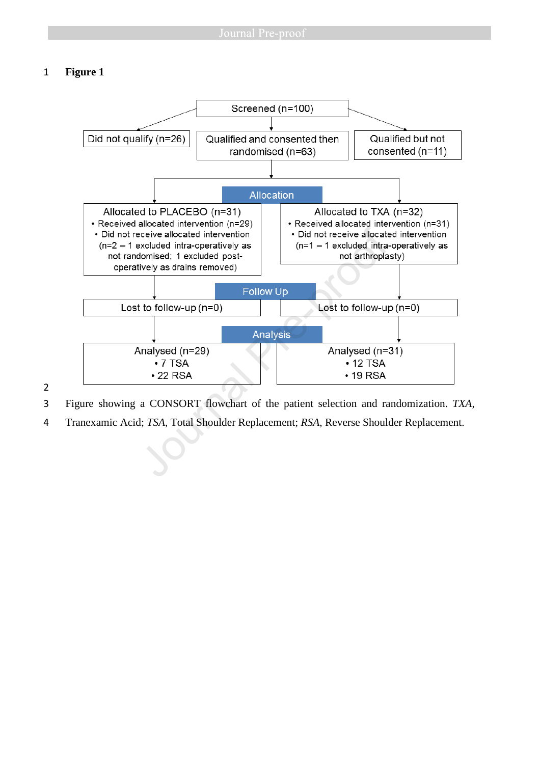**Figure 1**

Screened (n=100)

Did not qualify (n=26)

Qualified and consented then randomised (n=63)

Qualified but not consented (n=11)

Allocation

Allocated to PLACEBO (n=31)
- Received allocated intervention (n=29)
- Did not receive allocated intervention (n=2 – 1 excluded intra-operatively as not randomised; 1 excluded post-operatively as drains removed)

Allocated to TXA (n=32)
- Received allocated intervention (n=31)
- Did not receive allocated intervention (n=1 – 1 excluded intra-operatively as not arthroplasty)

Follow Up

Lost to follow-up (n=0)

Lost to follow-up (n=0)

Analysis

Analysed (n=29)
- 7 TSA
- 22 RSA

Analysed (n=31)
- 12 TSA
- 19 RSA

Figure showing a CONSORT flowchart of the patient selection and randomization. *TXA*, Tranexamic Acid; *TSA*, Total Shoulder Replacement; *RSA*, Reverse Shoulder Replacement.